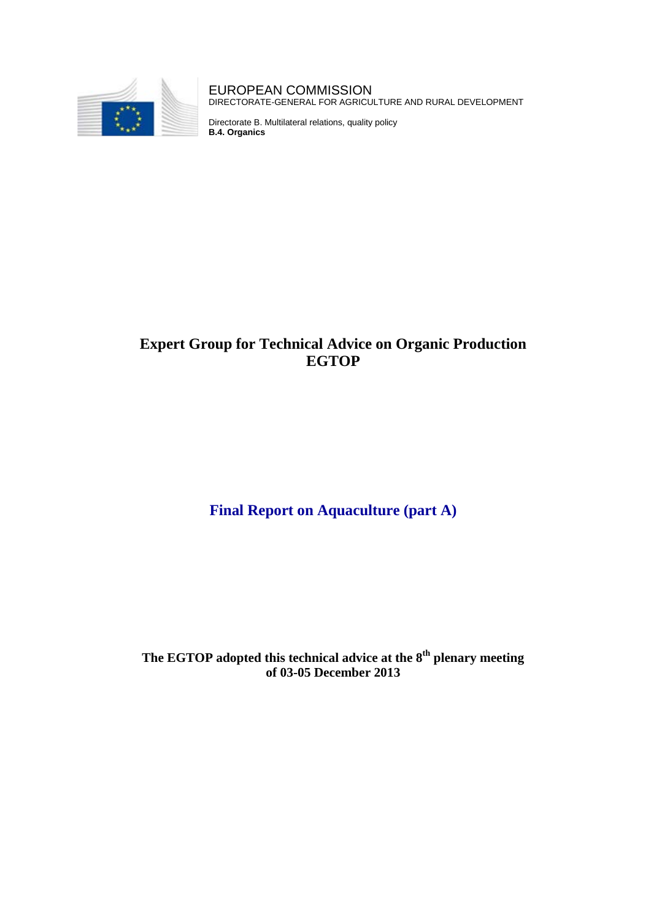EUROPEAN COMMISSION
DIRECTORATE-GENERAL FOR AGRICULTURE AND RURAL DEVELOPMENT

Directorate B. Multilateral relations, quality policy
**B.4. Organics**

# Expert Group for Technical Advice on Organic Production EGTOP

## Final Report on Aquaculture (part A)

**The EGTOP adopted this technical advice at the 8th plenary meeting of 03-05 December 2013**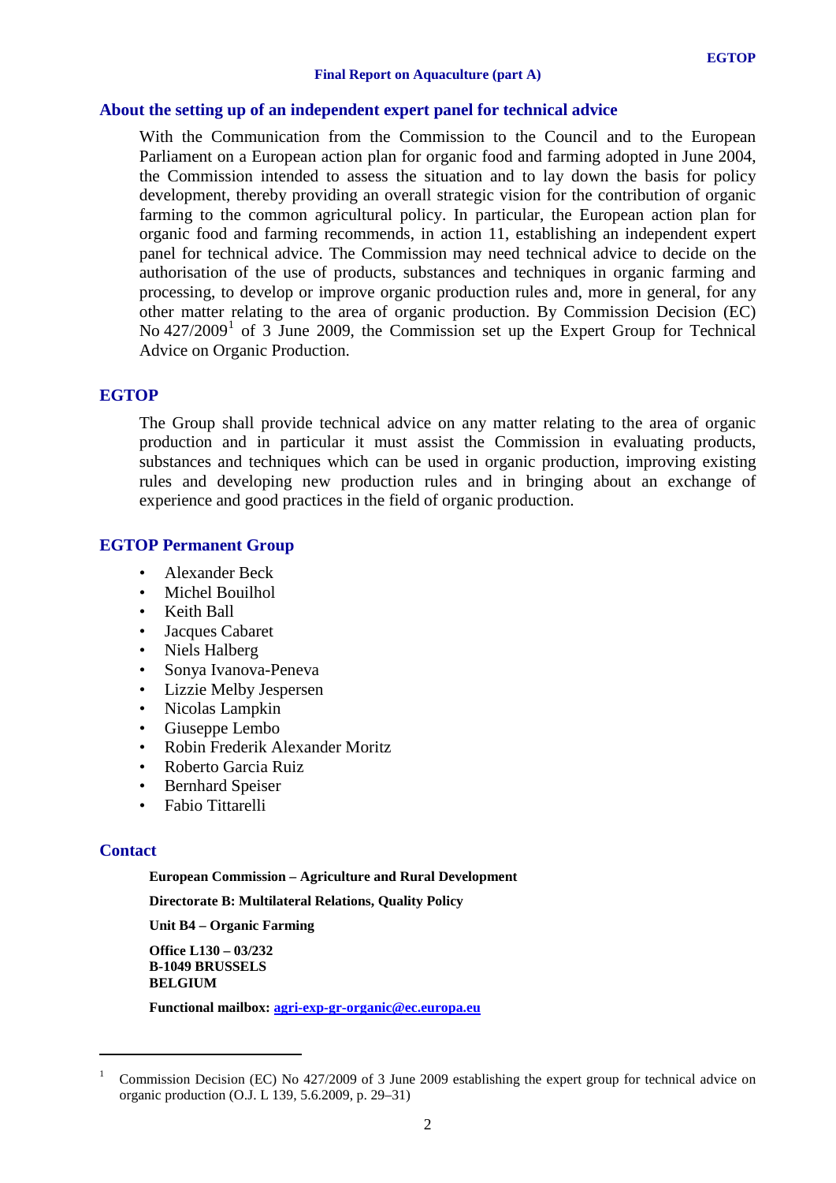## About the setting up of an independent expert panel for technical advice

With the Communication from the Commission to the Council and to the European Parliament on a European action plan for organic food and farming adopted in June 2004, the Commission intended to assess the situation and to lay down the basis for policy development, thereby providing an overall strategic vision for the contribution of organic farming to the common agricultural policy. In particular, the European action plan for organic food and farming recommends, in action 11, establishing an independent expert panel for technical advice. The Commission may need technical advice to decide on the authorisation of the use of products, substances and techniques in organic farming and processing, to develop or improve organic production rules and, more in general, for any other matter relating to the area of organic production. By Commission Decision (EC) No 427/2009[1] of 3 June 2009, the Commission set up the Expert Group for Technical Advice on Organic Production.

## EGTOP

The Group shall provide technical advice on any matter relating to the area of organic production and in particular it must assist the Commission in evaluating products, substances and techniques which can be used in organic production, improving existing rules and developing new production rules and in bringing about an exchange of experience and good practices in the field of organic production.

## EGTOP Permanent Group

- Alexander Beck
- Michel Bouilhol
- Keith Ball
- Jacques Cabaret
- Niels Halberg
- Sonya Ivanova-Peneva
- Lizzie Melby Jespersen
- Nicolas Lampkin
- Giuseppe Lembo
- Robin Frederik Alexander Moritz
- Roberto Garcia Ruiz
- Bernhard Speiser
- Fabio Tittarelli

## Contact

**European Commission – Agriculture and Rural Development**

**Directorate B: Multilateral Relations, Quality Policy**

**Unit B4 – Organic Farming**

**Office L130 – 03/232**
**B-1049 BRUSSELS**
**BELGIUM**

**Functional mailbox: agri-exp-gr-organic@ec.europa.eu**

---

[1] Commission Decision (EC) No 427/2009 of 3 June 2009 establishing the expert group for technical advice on organic production (O.J. L 139, 5.6.2009, p. 29–31)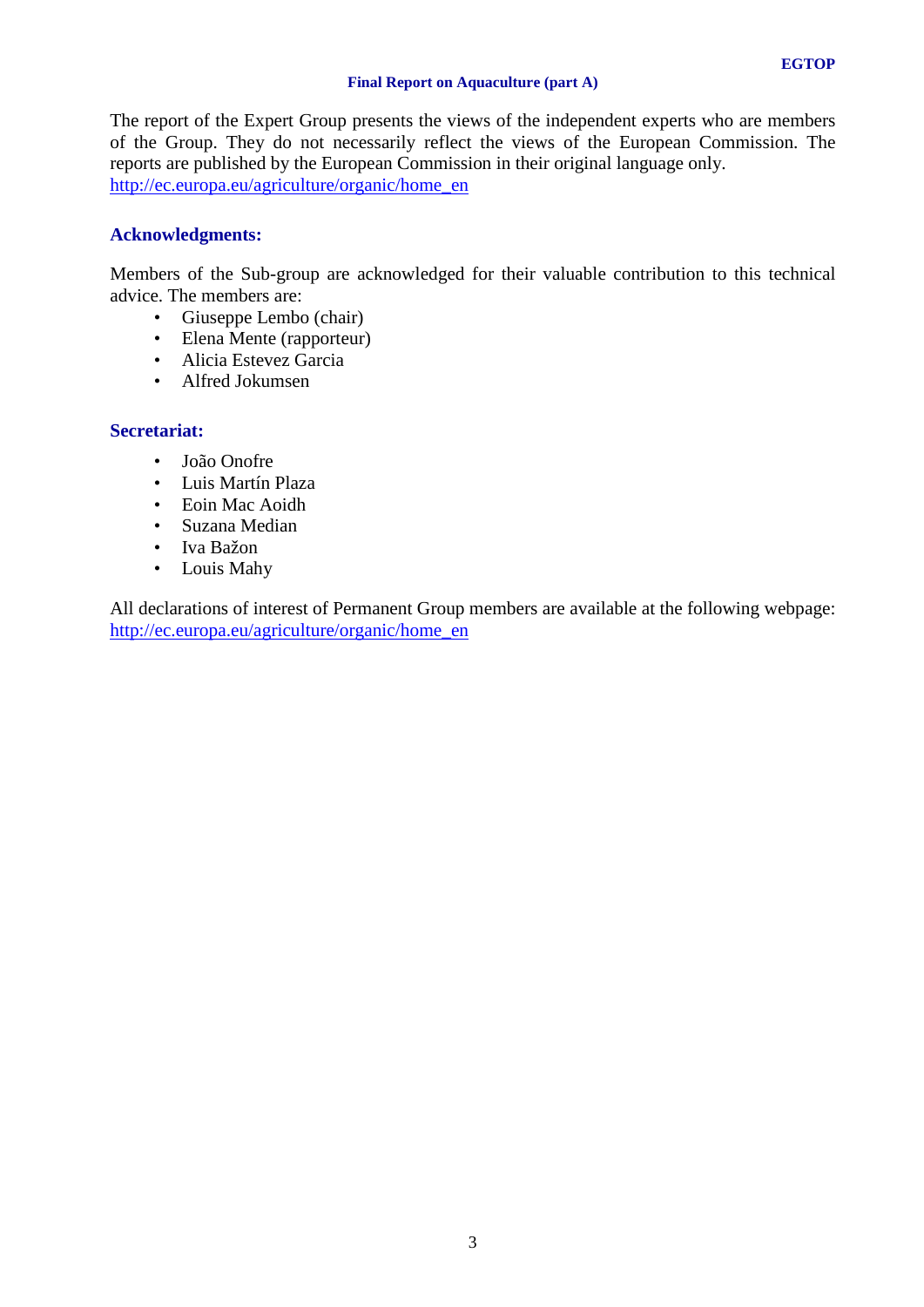The report of the Expert Group presents the views of the independent experts who are members of the Group. They do not necessarily reflect the views of the European Commission. The reports are published by the European Commission in their original language only. http://ec.europa.eu/agriculture/organic/home_en

## Acknowledgments:

Members of the Sub-group are acknowledged for their valuable contribution to this technical advice. The members are:

- Giuseppe Lembo (chair)
- Elena Mente (rapporteur)
- Alicia Estevez Garcia
- Alfred Jokumsen

## Secretariat:

- João Onofre
- Luis Martín Plaza
- Eoin Mac Aoidh
- Suzana Median
- Iva Bažon
- Louis Mahy

All declarations of interest of Permanent Group members are available at the following webpage: http://ec.europa.eu/agriculture/organic/home_en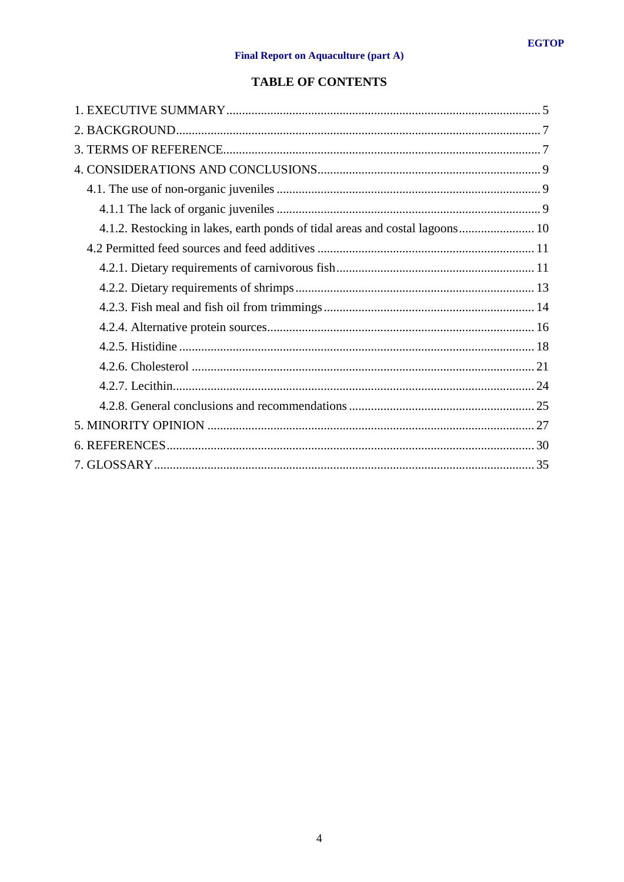# TABLE OF CONTENTS

1. EXECUTIVE SUMMARY ........ 5
2. BACKGROUND ........ 7
3. TERMS OF REFERENCE ........ 7
4. CONSIDERATIONS AND CONCLUSIONS ........ 9
   - 4.1. The use of non-organic juveniles ........ 9
     - 4.1.1 The lack of organic juveniles ........ 9
     - 4.1.2. Restocking in lakes, earth ponds of tidal areas and costal lagoons ........ 10
   - 4.2 Permitted feed sources and feed additives ........ 11
     - 4.2.1. Dietary requirements of carnivorous fish ........ 11
     - 4.2.2. Dietary requirements of shrimps ........ 13
     - 4.2.3. Fish meal and fish oil from trimmings ........ 14
     - 4.2.4. Alternative protein sources ........ 16
     - 4.2.5. Histidine ........ 18
     - 4.2.6. Cholesterol ........ 21
     - 4.2.7. Lecithin ........ 24
     - 4.2.8. General conclusions and recommendations ........ 25
5. MINORITY OPINION ........ 27
6. REFERENCES ........ 30
7. GLOSSARY ........ 35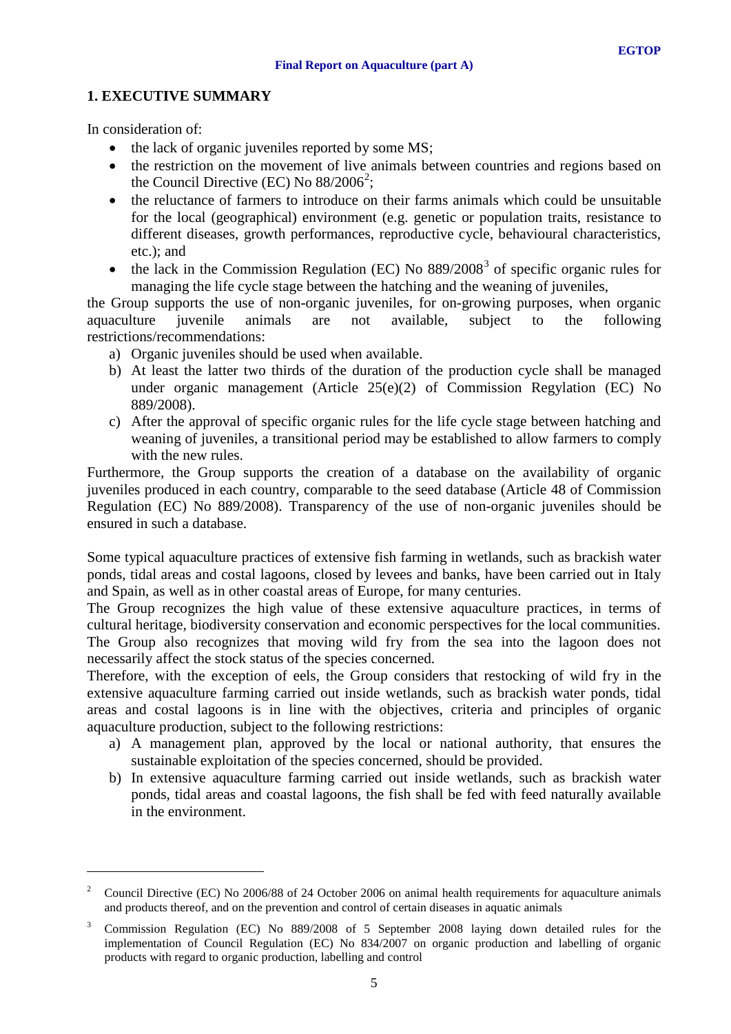## 1. EXECUTIVE SUMMARY

In consideration of:

- the lack of organic juveniles reported by some MS;
- the restriction on the movement of live animals between countries and regions based on the Council Directive (EC) No 88/2006[2];
- the reluctance of farmers to introduce on their farms animals which could be unsuitable for the local (geographical) environment (e.g. genetic or population traits, resistance to different diseases, growth performances, reproductive cycle, behavioural characteristics, etc.); and
- the lack in the Commission Regulation (EC) No 889/2008[3] of specific organic rules for managing the life cycle stage between the hatching and the weaning of juveniles,

the Group supports the use of non-organic juveniles, for on-growing purposes, when organic aquaculture juvenile animals are not available, subject to the following restrictions/recommendations:

a) Organic juveniles should be used when available.
b) At least the latter two thirds of the duration of the production cycle shall be managed under organic management (Article 25(e)(2) of Commission Regylation (EC) No 889/2008).
c) After the approval of specific organic rules for the life cycle stage between hatching and weaning of juveniles, a transitional period may be established to allow farmers to comply with the new rules.

Furthermore, the Group supports the creation of a database on the availability of organic juveniles produced in each country, comparable to the seed database (Article 48 of Commission Regulation (EC) No 889/2008). Transparency of the use of non-organic juveniles should be ensured in such a database.

Some typical aquaculture practices of extensive fish farming in wetlands, such as brackish water ponds, tidal areas and costal lagoons, closed by levees and banks, have been carried out in Italy and Spain, as well as in other coastal areas of Europe, for many centuries.

The Group recognizes the high value of these extensive aquaculture practices, in terms of cultural heritage, biodiversity conservation and economic perspectives for the local communities. The Group also recognizes that moving wild fry from the sea into the lagoon does not necessarily affect the stock status of the species concerned.

Therefore, with the exception of eels, the Group considers that restocking of wild fry in the extensive aquaculture farming carried out inside wetlands, such as brackish water ponds, tidal areas and costal lagoons is in line with the objectives, criteria and principles of organic aquaculture production, subject to the following restrictions:

a) A management plan, approved by the local or national authority, that ensures the sustainable exploitation of the species concerned, should be provided.
b) In extensive aquaculture farming carried out inside wetlands, such as brackish water ponds, tidal areas and coastal lagoons, the fish shall be fed with feed naturally available in the environment.

---

[2] Council Directive (EC) No 2006/88 of 24 October 2006 on animal health requirements for aquaculture animals and products thereof, and on the prevention and control of certain diseases in aquatic animals

[3] Commission Regulation (EC) No 889/2008 of 5 September 2008 laying down detailed rules for the implementation of Council Regulation (EC) No 834/2007 on organic production and labelling of organic products with regard to organic production, labelling and control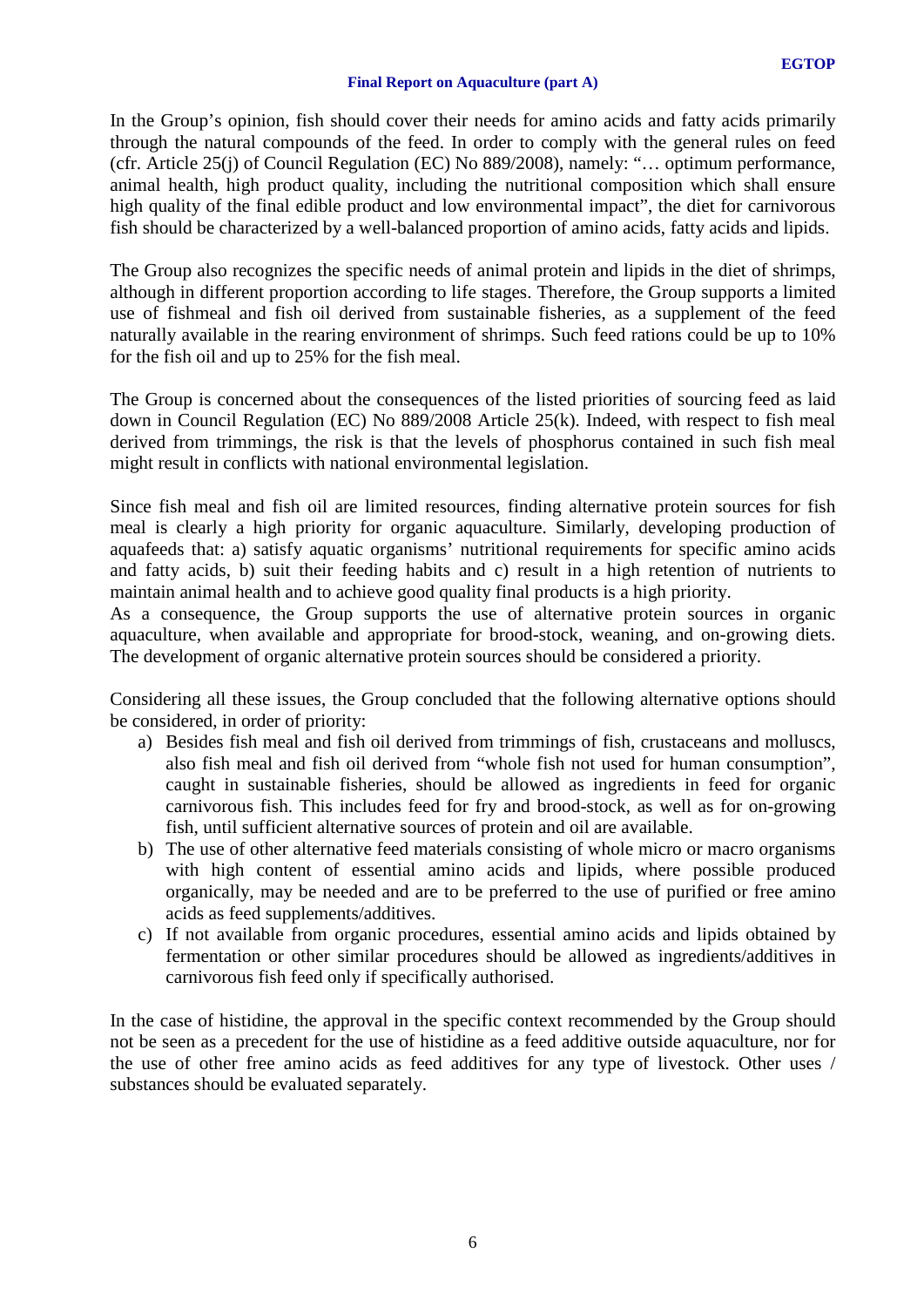In the Group's opinion, fish should cover their needs for amino acids and fatty acids primarily through the natural compounds of the feed. In order to comply with the general rules on feed (cfr. Article 25(j) of Council Regulation (EC) No 889/2008), namely: "… optimum performance, animal health, high product quality, including the nutritional composition which shall ensure high quality of the final edible product and low environmental impact", the diet for carnivorous fish should be characterized by a well-balanced proportion of amino acids, fatty acids and lipids.

The Group also recognizes the specific needs of animal protein and lipids in the diet of shrimps, although in different proportion according to life stages. Therefore, the Group supports a limited use of fishmeal and fish oil derived from sustainable fisheries, as a supplement of the feed naturally available in the rearing environment of shrimps. Such feed rations could be up to 10% for the fish oil and up to 25% for the fish meal.

The Group is concerned about the consequences of the listed priorities of sourcing feed as laid down in Council Regulation (EC) No 889/2008 Article 25(k). Indeed, with respect to fish meal derived from trimmings, the risk is that the levels of phosphorus contained in such fish meal might result in conflicts with national environmental legislation.

Since fish meal and fish oil are limited resources, finding alternative protein sources for fish meal is clearly a high priority for organic aquaculture. Similarly, developing production of aquafeeds that: a) satisfy aquatic organisms' nutritional requirements for specific amino acids and fatty acids, b) suit their feeding habits and c) result in a high retention of nutrients to maintain animal health and to achieve good quality final products is a high priority.
As a consequence, the Group supports the use of alternative protein sources in organic aquaculture, when available and appropriate for brood-stock, weaning, and on-growing diets. The development of organic alternative protein sources should be considered a priority.

Considering all these issues, the Group concluded that the following alternative options should be considered, in order of priority:

a) Besides fish meal and fish oil derived from trimmings of fish, crustaceans and molluscs, also fish meal and fish oil derived from "whole fish not used for human consumption", caught in sustainable fisheries, should be allowed as ingredients in feed for organic carnivorous fish. This includes feed for fry and brood-stock, as well as for on-growing fish, until sufficient alternative sources of protein and oil are available.
b) The use of other alternative feed materials consisting of whole micro or macro organisms with high content of essential amino acids and lipids, where possible produced organically, may be needed and are to be preferred to the use of purified or free amino acids as feed supplements/additives.
c) If not available from organic procedures, essential amino acids and lipids obtained by fermentation or other similar procedures should be allowed as ingredients/additives in carnivorous fish feed only if specifically authorised.

In the case of histidine, the approval in the specific context recommended by the Group should not be seen as a precedent for the use of histidine as a feed additive outside aquaculture, nor for the use of other free amino acids as feed additives for any type of livestock. Other uses / substances should be evaluated separately.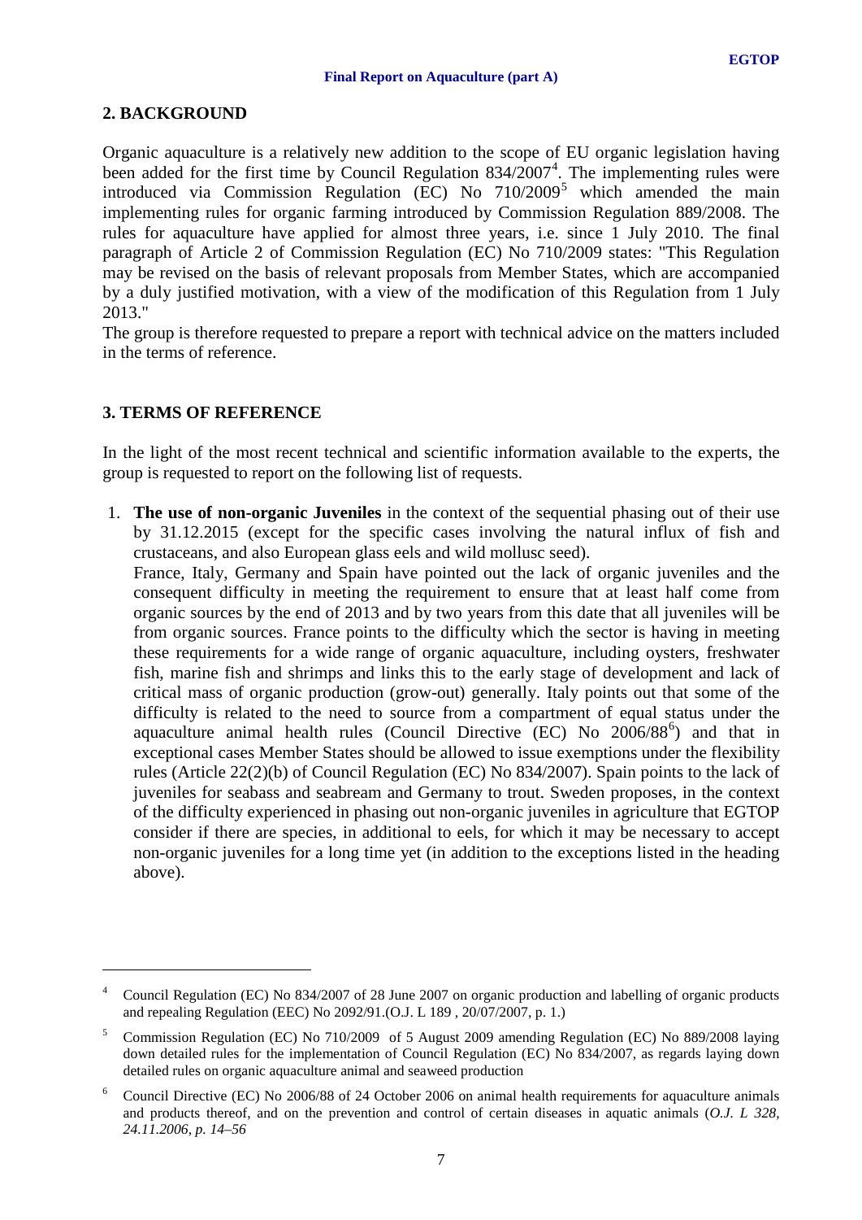## 2. BACKGROUND

Organic aquaculture is a relatively new addition to the scope of EU organic legislation having been added for the first time by Council Regulation 834/2007[4]. The implementing rules were introduced via Commission Regulation (EC) No 710/2009[5] which amended the main implementing rules for organic farming introduced by Commission Regulation 889/2008. The rules for aquaculture have applied for almost three years, i.e. since 1 July 2010. The final paragraph of Article 2 of Commission Regulation (EC) No 710/2009 states: "This Regulation may be revised on the basis of relevant proposals from Member States, which are accompanied by a duly justified motivation, with a view of the modification of this Regulation from 1 July 2013."

The group is therefore requested to prepare a report with technical advice on the matters included in the terms of reference.

## 3. TERMS OF REFERENCE

In the light of the most recent technical and scientific information available to the experts, the group is requested to report on the following list of requests.

1. **The use of non-organic Juveniles** in the context of the sequential phasing out of their use by 31.12.2015 (except for the specific cases involving the natural influx of fish and crustaceans, and also European glass eels and wild mollusc seed).
   France, Italy, Germany and Spain have pointed out the lack of organic juveniles and the consequent difficulty in meeting the requirement to ensure that at least half come from organic sources by the end of 2013 and by two years from this date that all juveniles will be from organic sources. France points to the difficulty which the sector is having in meeting these requirements for a wide range of organic aquaculture, including oysters, freshwater fish, marine fish and shrimps and links this to the early stage of development and lack of critical mass of organic production (grow-out) generally. Italy points out that some of the difficulty is related to the need to source from a compartment of equal status under the aquaculture animal health rules (Council Directive (EC) No 2006/88[6]) and that in exceptional cases Member States should be allowed to issue exemptions under the flexibility rules (Article 22(2)(b) of Council Regulation (EC) No 834/2007). Spain points to the lack of juveniles for seabass and seabream and Germany to trout. Sweden proposes, in the context of the difficulty experienced in phasing out non-organic juveniles in agriculture that EGTOP consider if there are species, in additional to eels, for which it may be necessary to accept non-organic juveniles for a long time yet (in addition to the exceptions listed in the heading above).

---

[4] Council Regulation (EC) No 834/2007 of 28 June 2007 on organic production and labelling of organic products and repealing Regulation (EEC) No 2092/91.(O.J. L 189 , 20/07/2007, p. 1.)

[5] Commission Regulation (EC) No 710/2009 of 5 August 2009 amending Regulation (EC) No 889/2008 laying down detailed rules for the implementation of Council Regulation (EC) No 834/2007, as regards laying down detailed rules on organic aquaculture animal and seaweed production

[6] Council Directive (EC) No 2006/88 of 24 October 2006 on animal health requirements for aquaculture animals and products thereof, and on the prevention and control of certain diseases in aquatic animals (*O.J. L 328, 24.11.2006, p. 14–56*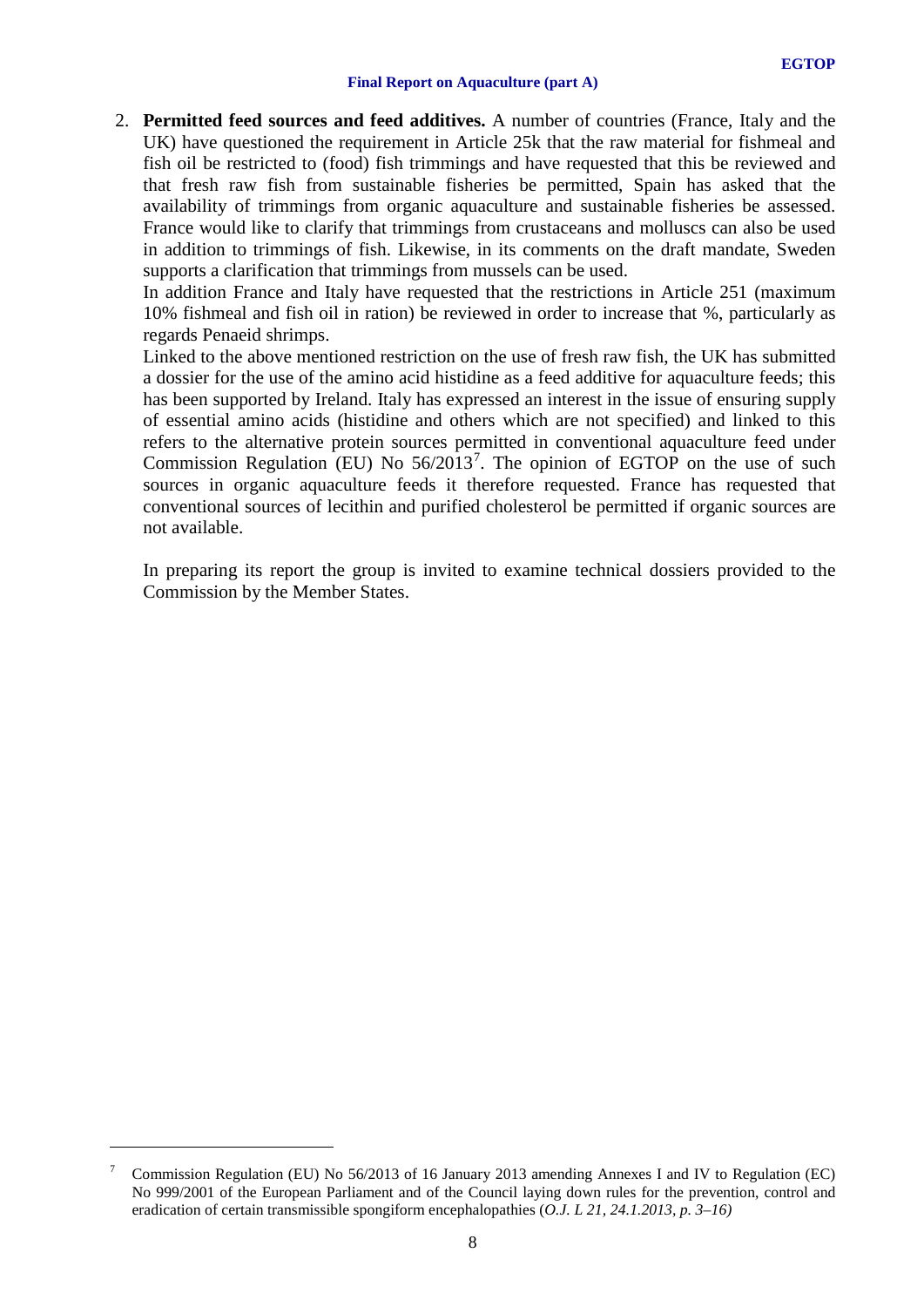2. **Permitted feed sources and feed additives.** A number of countries (France, Italy and the UK) have questioned the requirement in Article 25k that the raw material for fishmeal and fish oil be restricted to (food) fish trimmings and have requested that this be reviewed and that fresh raw fish from sustainable fisheries be permitted, Spain has asked that the availability of trimmings from organic aquaculture and sustainable fisheries be assessed. France would like to clarify that trimmings from crustaceans and molluscs can also be used in addition to trimmings of fish. Likewise, in its comments on the draft mandate, Sweden supports a clarification that trimmings from mussels can be used.

   In addition France and Italy have requested that the restrictions in Article 251 (maximum 10% fishmeal and fish oil in ration) be reviewed in order to increase that %, particularly as regards Penaeid shrimps.

   Linked to the above mentioned restriction on the use of fresh raw fish, the UK has submitted a dossier for the use of the amino acid histidine as a feed additive for aquaculture feeds; this has been supported by Ireland. Italy has expressed an interest in the issue of ensuring supply of essential amino acids (histidine and others which are not specified) and linked to this refers to the alternative protein sources permitted in conventional aquaculture feed under Commission Regulation (EU) No 56/2013[7]. The opinion of EGTOP on the use of such sources in organic aquaculture feeds it therefore requested. France has requested that conventional sources of lecithin and purified cholesterol be permitted if organic sources are not available.

   In preparing its report the group is invited to examine technical dossiers provided to the Commission by the Member States.

---

[7] Commission Regulation (EU) No 56/2013 of 16 January 2013 amending Annexes I and IV to Regulation (EC) No 999/2001 of the European Parliament and of the Council laying down rules for the prevention, control and eradication of certain transmissible spongiform encephalopathies (*O.J. L 21, 24.1.2013, p. 3–16)*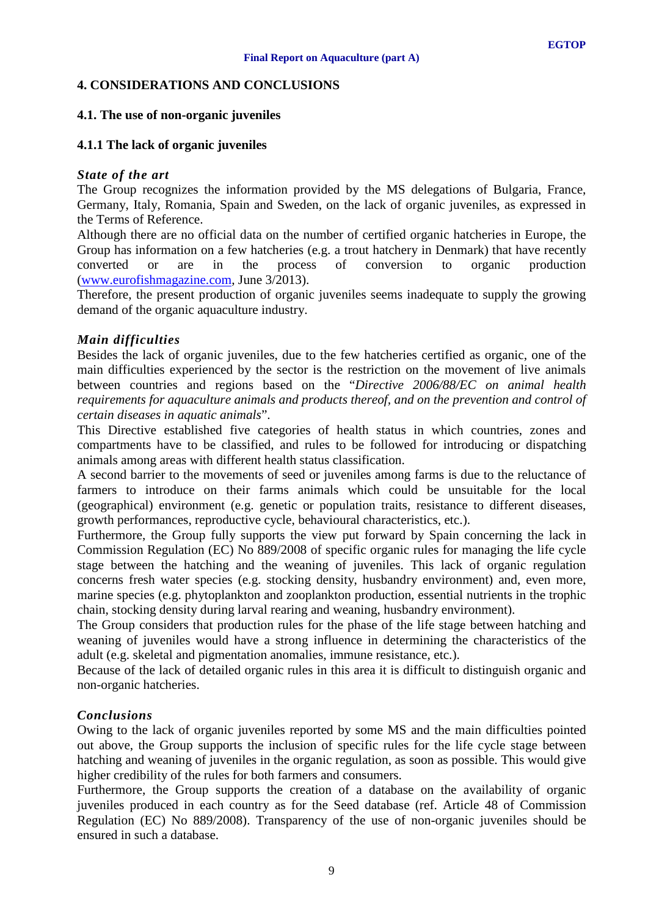## 4. CONSIDERATIONS AND CONCLUSIONS

### 4.1. The use of non-organic juveniles

#### 4.1.1 The lack of organic juveniles

***State of the art***

The Group recognizes the information provided by the MS delegations of Bulgaria, France, Germany, Italy, Romania, Spain and Sweden, on the lack of organic juveniles, as expressed in the Terms of Reference.

Although there are no official data on the number of certified organic hatcheries in Europe, the Group has information on a few hatcheries (e.g. a trout hatchery in Denmark) that have recently converted or are in the process of conversion to organic production (www.eurofishmagazine.com, June 3/2013).

Therefore, the present production of organic juveniles seems inadequate to supply the growing demand of the organic aquaculture industry.

***Main difficulties***

Besides the lack of organic juveniles, due to the few hatcheries certified as organic, one of the main difficulties experienced by the sector is the restriction on the movement of live animals between countries and regions based on the "*Directive 2006/88/EC on animal health requirements for aquaculture animals and products thereof, and on the prevention and control of certain diseases in aquatic animals*".

This Directive established five categories of health status in which countries, zones and compartments have to be classified, and rules to be followed for introducing or dispatching animals among areas with different health status classification.

A second barrier to the movements of seed or juveniles among farms is due to the reluctance of farmers to introduce on their farms animals which could be unsuitable for the local (geographical) environment (e.g. genetic or population traits, resistance to different diseases, growth performances, reproductive cycle, behavioural characteristics, etc.).

Furthermore, the Group fully supports the view put forward by Spain concerning the lack in Commission Regulation (EC) No 889/2008 of specific organic rules for managing the life cycle stage between the hatching and the weaning of juveniles. This lack of organic regulation concerns fresh water species (e.g. stocking density, husbandry environment) and, even more, marine species (e.g. phytoplankton and zooplankton production, essential nutrients in the trophic chain, stocking density during larval rearing and weaning, husbandry environment).

The Group considers that production rules for the phase of the life stage between hatching and weaning of juveniles would have a strong influence in determining the characteristics of the adult (e.g. skeletal and pigmentation anomalies, immune resistance, etc.).

Because of the lack of detailed organic rules in this area it is difficult to distinguish organic and non-organic hatcheries.

***Conclusions***

Owing to the lack of organic juveniles reported by some MS and the main difficulties pointed out above, the Group supports the inclusion of specific rules for the life cycle stage between hatching and weaning of juveniles in the organic regulation, as soon as possible. This would give higher credibility of the rules for both farmers and consumers.

Furthermore, the Group supports the creation of a database on the availability of organic juveniles produced in each country as for the Seed database (ref. Article 48 of Commission Regulation (EC) No 889/2008). Transparency of the use of non-organic juveniles should be ensured in such a database.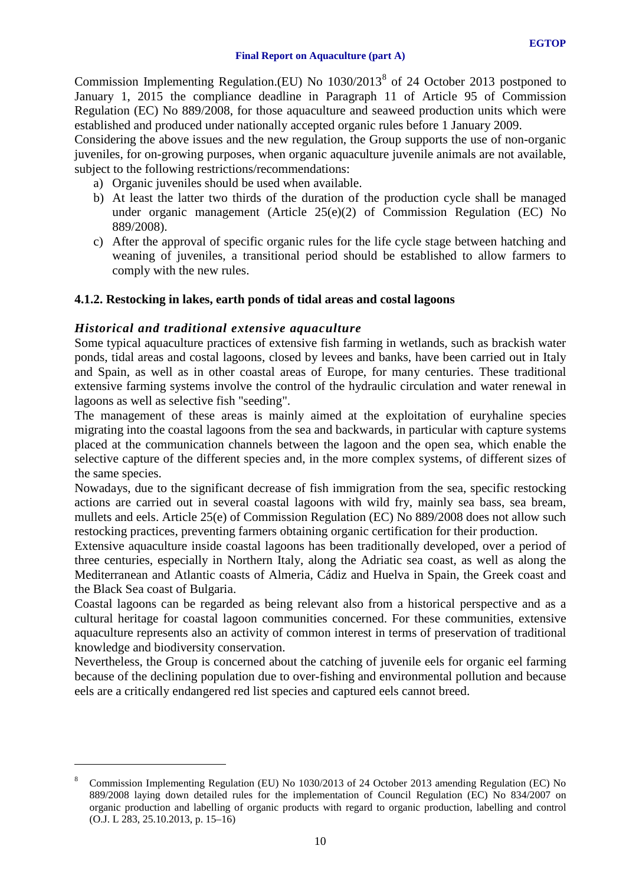Commission Implementing Regulation.(EU) No 1030/2013[8] of 24 October 2013 postponed to January 1, 2015 the compliance deadline in Paragraph 11 of Article 95 of Commission Regulation (EC) No 889/2008, for those aquaculture and seaweed production units which were established and produced under nationally accepted organic rules before 1 January 2009.

Considering the above issues and the new regulation, the Group supports the use of non-organic juveniles, for on-growing purposes, when organic aquaculture juvenile animals are not available, subject to the following restrictions/recommendations:

a) Organic juveniles should be used when available.
b) At least the latter two thirds of the duration of the production cycle shall be managed under organic management (Article 25(e)(2) of Commission Regulation (EC) No 889/2008).
c) After the approval of specific organic rules for the life cycle stage between hatching and weaning of juveniles, a transitional period should be established to allow farmers to comply with the new rules.

### 4.1.2. Restocking in lakes, earth ponds of tidal areas and costal lagoons

#### *Historical and traditional extensive aquaculture*

Some typical aquaculture practices of extensive fish farming in wetlands, such as brackish water ponds, tidal areas and costal lagoons, closed by levees and banks, have been carried out in Italy and Spain, as well as in other coastal areas of Europe, for many centuries. These traditional extensive farming systems involve the control of the hydraulic circulation and water renewal in lagoons as well as selective fish "seeding".

The management of these areas is mainly aimed at the exploitation of euryhaline species migrating into the coastal lagoons from the sea and backwards, in particular with capture systems placed at the communication channels between the lagoon and the open sea, which enable the selective capture of the different species and, in the more complex systems, of different sizes of the same species.

Nowadays, due to the significant decrease of fish immigration from the sea, specific restocking actions are carried out in several coastal lagoons with wild fry, mainly sea bass, sea bream, mullets and eels. Article 25(e) of Commission Regulation (EC) No 889/2008 does not allow such restocking practices, preventing farmers obtaining organic certification for their production.

Extensive aquaculture inside coastal lagoons has been traditionally developed, over a period of three centuries, especially in Northern Italy, along the Adriatic sea coast, as well as along the Mediterranean and Atlantic coasts of Almeria, Cádiz and Huelva in Spain, the Greek coast and the Black Sea coast of Bulgaria.

Coastal lagoons can be regarded as being relevant also from a historical perspective and as a cultural heritage for coastal lagoon communities concerned. For these communities, extensive aquaculture represents also an activity of common interest in terms of preservation of traditional knowledge and biodiversity conservation.

Nevertheless, the Group is concerned about the catching of juvenile eels for organic eel farming because of the declining population due to over-fishing and environmental pollution and because eels are a critically endangered red list species and captured eels cannot breed.

---

[8] Commission Implementing Regulation (EU) No 1030/2013 of 24 October 2013 amending Regulation (EC) No 889/2008 laying down detailed rules for the implementation of Council Regulation (EC) No 834/2007 on organic production and labelling of organic products with regard to organic production, labelling and control (O.J. L 283, 25.10.2013, p. 15–16)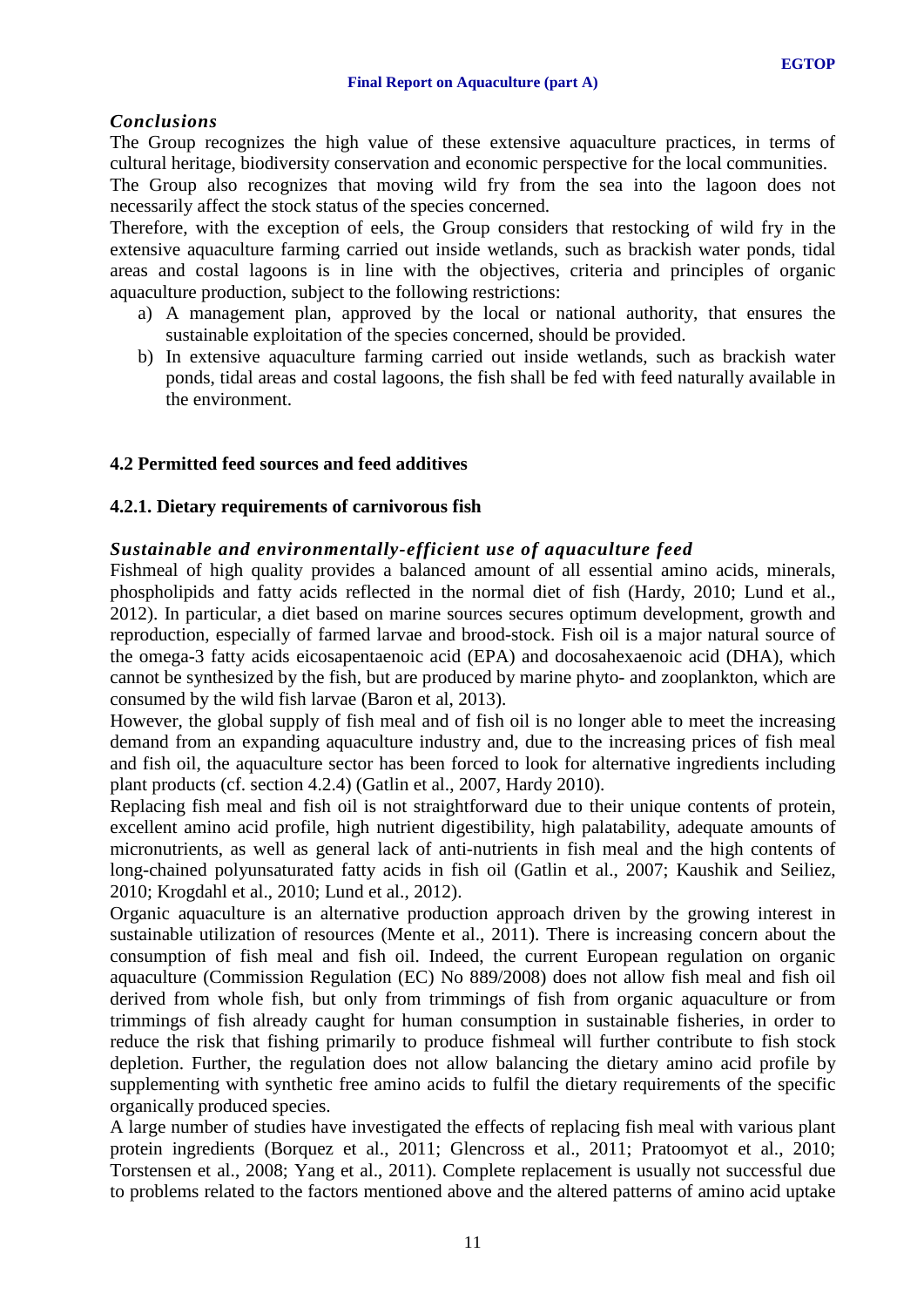### *Conclusions*

The Group recognizes the high value of these extensive aquaculture practices, in terms of cultural heritage, biodiversity conservation and economic perspective for the local communities.

The Group also recognizes that moving wild fry from the sea into the lagoon does not necessarily affect the stock status of the species concerned.

Therefore, with the exception of eels, the Group considers that restocking of wild fry in the extensive aquaculture farming carried out inside wetlands, such as brackish water ponds, tidal areas and costal lagoons is in line with the objectives, criteria and principles of organic aquaculture production, subject to the following restrictions:

a) A management plan, approved by the local or national authority, that ensures the sustainable exploitation of the species concerned, should be provided.
b) In extensive aquaculture farming carried out inside wetlands, such as brackish water ponds, tidal areas and costal lagoons, the fish shall be fed with feed naturally available in the environment.

## 4.2 Permitted feed sources and feed additives

### 4.2.1. Dietary requirements of carnivorous fish

#### *Sustainable and environmentally-efficient use of aquaculture feed*

Fishmeal of high quality provides a balanced amount of all essential amino acids, minerals, phospholipids and fatty acids reflected in the normal diet of fish (Hardy, 2010; Lund et al., 2012). In particular, a diet based on marine sources secures optimum development, growth and reproduction, especially of farmed larvae and brood-stock. Fish oil is a major natural source of the omega-3 fatty acids eicosapentaenoic acid (EPA) and docosahexaenoic acid (DHA), which cannot be synthesized by the fish, but are produced by marine phyto- and zooplankton, which are consumed by the wild fish larvae (Baron et al, 2013).

However, the global supply of fish meal and of fish oil is no longer able to meet the increasing demand from an expanding aquaculture industry and, due to the increasing prices of fish meal and fish oil, the aquaculture sector has been forced to look for alternative ingredients including plant products (cf. section 4.2.4) (Gatlin et al., 2007, Hardy 2010).

Replacing fish meal and fish oil is not straightforward due to their unique contents of protein, excellent amino acid profile, high nutrient digestibility, high palatability, adequate amounts of micronutrients, as well as general lack of anti-nutrients in fish meal and the high contents of long-chained polyunsaturated fatty acids in fish oil (Gatlin et al., 2007; Kaushik and Seiliez, 2010; Krogdahl et al., 2010; Lund et al., 2012).

Organic aquaculture is an alternative production approach driven by the growing interest in sustainable utilization of resources (Mente et al., 2011). There is increasing concern about the consumption of fish meal and fish oil. Indeed, the current European regulation on organic aquaculture (Commission Regulation (EC) No 889/2008) does not allow fish meal and fish oil derived from whole fish, but only from trimmings of fish from organic aquaculture or from trimmings of fish already caught for human consumption in sustainable fisheries, in order to reduce the risk that fishing primarily to produce fishmeal will further contribute to fish stock depletion. Further, the regulation does not allow balancing the dietary amino acid profile by supplementing with synthetic free amino acids to fulfil the dietary requirements of the specific organically produced species.

A large number of studies have investigated the effects of replacing fish meal with various plant protein ingredients (Borquez et al., 2011; Glencross et al., 2011; Pratoomyot et al., 2010; Torstensen et al., 2008; Yang et al., 2011). Complete replacement is usually not successful due to problems related to the factors mentioned above and the altered patterns of amino acid uptake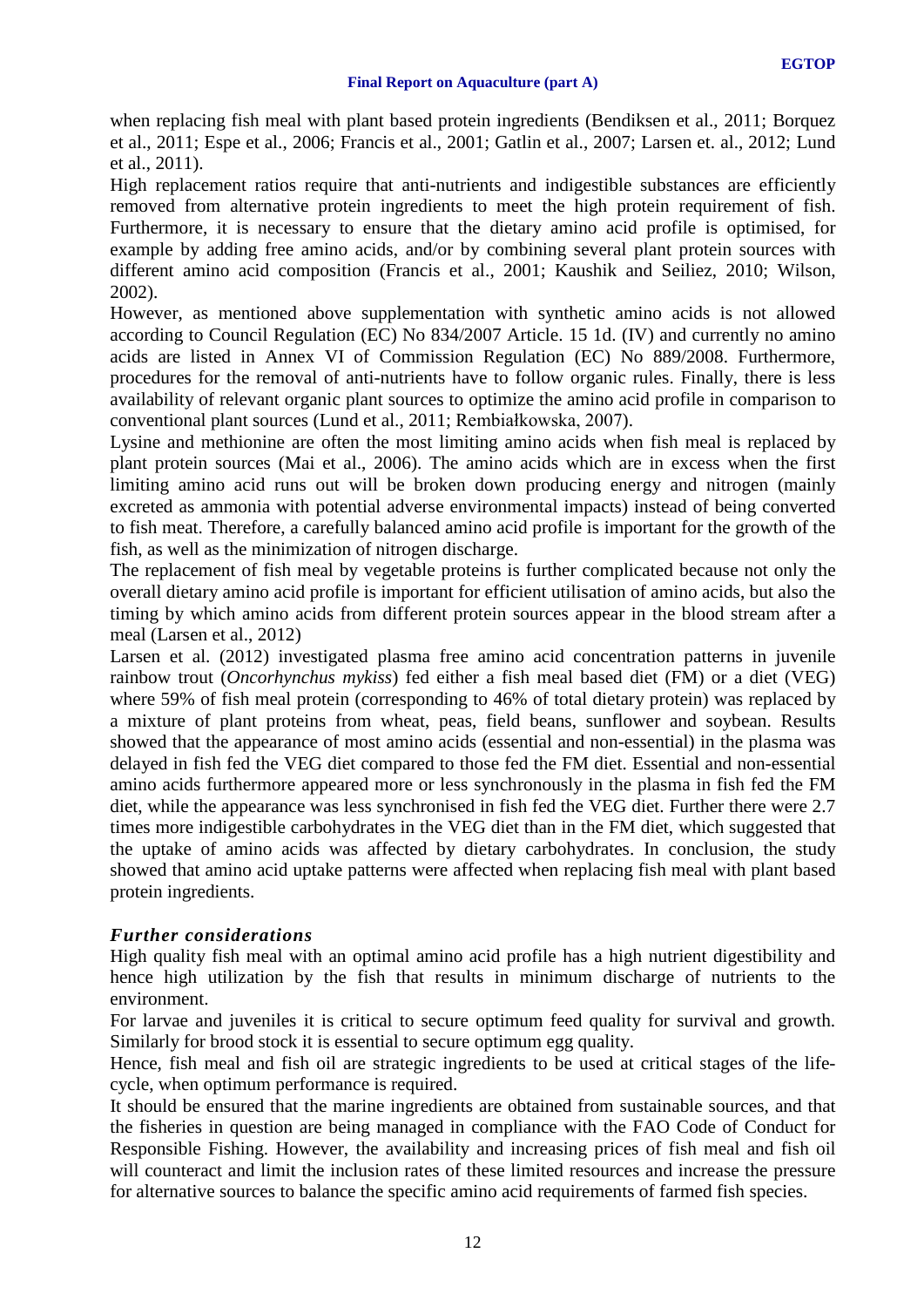when replacing fish meal with plant based protein ingredients (Bendiksen et al., 2011; Borquez et al., 2011; Espe et al., 2006; Francis et al., 2001; Gatlin et al., 2007; Larsen et. al., 2012; Lund et al., 2011).

High replacement ratios require that anti-nutrients and indigestible substances are efficiently removed from alternative protein ingredients to meet the high protein requirement of fish. Furthermore, it is necessary to ensure that the dietary amino acid profile is optimised, for example by adding free amino acids, and/or by combining several plant protein sources with different amino acid composition (Francis et al., 2001; Kaushik and Seiliez, 2010; Wilson, 2002).

However, as mentioned above supplementation with synthetic amino acids is not allowed according to Council Regulation (EC) No 834/2007 Article. 15 1d. (IV) and currently no amino acids are listed in Annex VI of Commission Regulation (EC) No 889/2008. Furthermore, procedures for the removal of anti-nutrients have to follow organic rules. Finally, there is less availability of relevant organic plant sources to optimize the amino acid profile in comparison to conventional plant sources (Lund et al., 2011; Rembiałkowska, 2007).

Lysine and methionine are often the most limiting amino acids when fish meal is replaced by plant protein sources (Mai et al., 2006). The amino acids which are in excess when the first limiting amino acid runs out will be broken down producing energy and nitrogen (mainly excreted as ammonia with potential adverse environmental impacts) instead of being converted to fish meat. Therefore, a carefully balanced amino acid profile is important for the growth of the fish, as well as the minimization of nitrogen discharge.

The replacement of fish meal by vegetable proteins is further complicated because not only the overall dietary amino acid profile is important for efficient utilisation of amino acids, but also the timing by which amino acids from different protein sources appear in the blood stream after a meal (Larsen et al., 2012)

Larsen et al. (2012) investigated plasma free amino acid concentration patterns in juvenile rainbow trout (*Oncorhynchus mykiss*) fed either a fish meal based diet (FM) or a diet (VEG) where 59% of fish meal protein (corresponding to 46% of total dietary protein) was replaced by a mixture of plant proteins from wheat, peas, field beans, sunflower and soybean. Results showed that the appearance of most amino acids (essential and non-essential) in the plasma was delayed in fish fed the VEG diet compared to those fed the FM diet. Essential and non-essential amino acids furthermore appeared more or less synchronously in the plasma in fish fed the FM diet, while the appearance was less synchronised in fish fed the VEG diet. Further there were 2.7 times more indigestible carbohydrates in the VEG diet than in the FM diet, which suggested that the uptake of amino acids was affected by dietary carbohydrates. In conclusion, the study showed that amino acid uptake patterns were affected when replacing fish meal with plant based protein ingredients.

### *Further considerations*

High quality fish meal with an optimal amino acid profile has a high nutrient digestibility and hence high utilization by the fish that results in minimum discharge of nutrients to the environment.

For larvae and juveniles it is critical to secure optimum feed quality for survival and growth. Similarly for brood stock it is essential to secure optimum egg quality.

Hence, fish meal and fish oil are strategic ingredients to be used at critical stages of the life-cycle, when optimum performance is required.

It should be ensured that the marine ingredients are obtained from sustainable sources, and that the fisheries in question are being managed in compliance with the FAO Code of Conduct for Responsible Fishing. However, the availability and increasing prices of fish meal and fish oil will counteract and limit the inclusion rates of these limited resources and increase the pressure for alternative sources to balance the specific amino acid requirements of farmed fish species.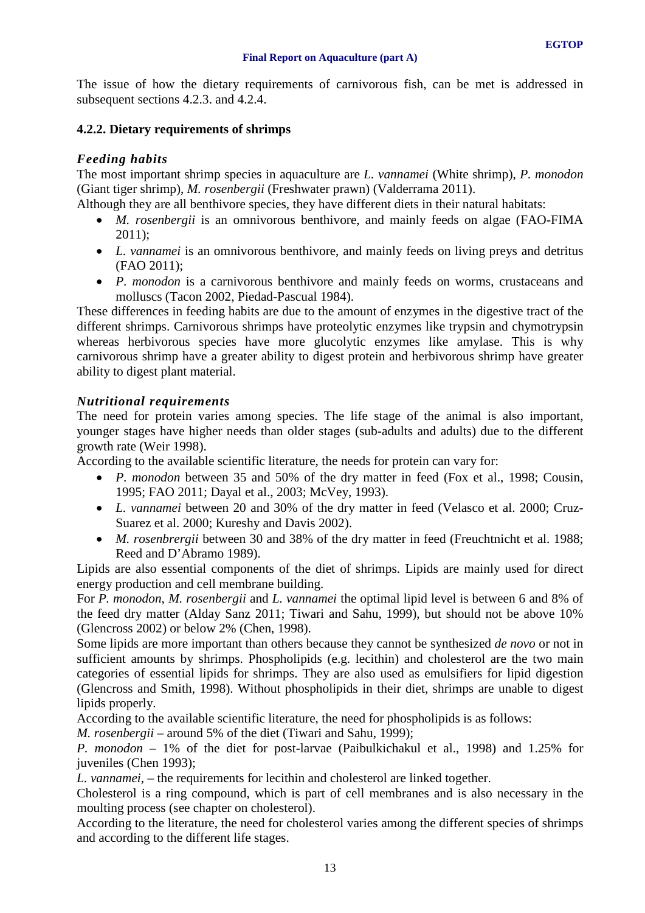The issue of how the dietary requirements of carnivorous fish, can be met is addressed in subsequent sections 4.2.3. and 4.2.4.

### 4.2.2. Dietary requirements of shrimps

#### *Feeding habits*

The most important shrimp species in aquaculture are *L. vannamei* (White shrimp), *P. monodon* (Giant tiger shrimp), *M. rosenbergii* (Freshwater prawn) (Valderrama 2011).

Although they are all benthivore species, they have different diets in their natural habitats:

- *M. rosenbergii* is an omnivorous benthivore, and mainly feeds on algae (FAO-FIMA 2011);
- *L. vannamei* is an omnivorous benthivore, and mainly feeds on living preys and detritus (FAO 2011);
- *P. monodon* is a carnivorous benthivore and mainly feeds on worms, crustaceans and molluscs (Tacon 2002, Piedad-Pascual 1984).

These differences in feeding habits are due to the amount of enzymes in the digestive tract of the different shrimps. Carnivorous shrimps have proteolytic enzymes like trypsin and chymotrypsin whereas herbivorous species have more glucolytic enzymes like amylase. This is why carnivorous shrimp have a greater ability to digest protein and herbivorous shrimp have greater ability to digest plant material.

#### *Nutritional requirements*

The need for protein varies among species. The life stage of the animal is also important, younger stages have higher needs than older stages (sub-adults and adults) due to the different growth rate (Weir 1998).

According to the available scientific literature, the needs for protein can vary for:

- *P. monodon* between 35 and 50% of the dry matter in feed (Fox et al., 1998; Cousin, 1995; FAO 2011; Dayal et al., 2003; McVey, 1993).
- *L. vannamei* between 20 and 30% of the dry matter in feed (Velasco et al. 2000; Cruz-Suarez et al. 2000; Kureshy and Davis 2002).
- *M. rosenbrergii* between 30 and 38% of the dry matter in feed (Freuchtnicht et al. 1988; Reed and D'Abramo 1989).

Lipids are also essential components of the diet of shrimps. Lipids are mainly used for direct energy production and cell membrane building.

For *P. monodon*, *M. rosenbergii* and *L. vannamei* the optimal lipid level is between 6 and 8% of the feed dry matter (Alday Sanz 2011; Tiwari and Sahu, 1999), but should not be above 10% (Glencross 2002) or below 2% (Chen, 1998).

Some lipids are more important than others because they cannot be synthesized *de novo* or not in sufficient amounts by shrimps. Phospholipids (e.g. lecithin) and cholesterol are the two main categories of essential lipids for shrimps. They are also used as emulsifiers for lipid digestion (Glencross and Smith, 1998). Without phospholipids in their diet, shrimps are unable to digest lipids properly.

According to the available scientific literature, the need for phospholipids is as follows:

*M. rosenbergii* – around 5% of the diet (Tiwari and Sahu, 1999);

*P. monodon* – 1% of the diet for post-larvae (Paibulkichakul et al., 1998) and 1.25% for juveniles (Chen 1993);

*L. vannamei*, – the requirements for lecithin and cholesterol are linked together.

Cholesterol is a ring compound, which is part of cell membranes and is also necessary in the moulting process (see chapter on cholesterol).

According to the literature, the need for cholesterol varies among the different species of shrimps and according to the different life stages.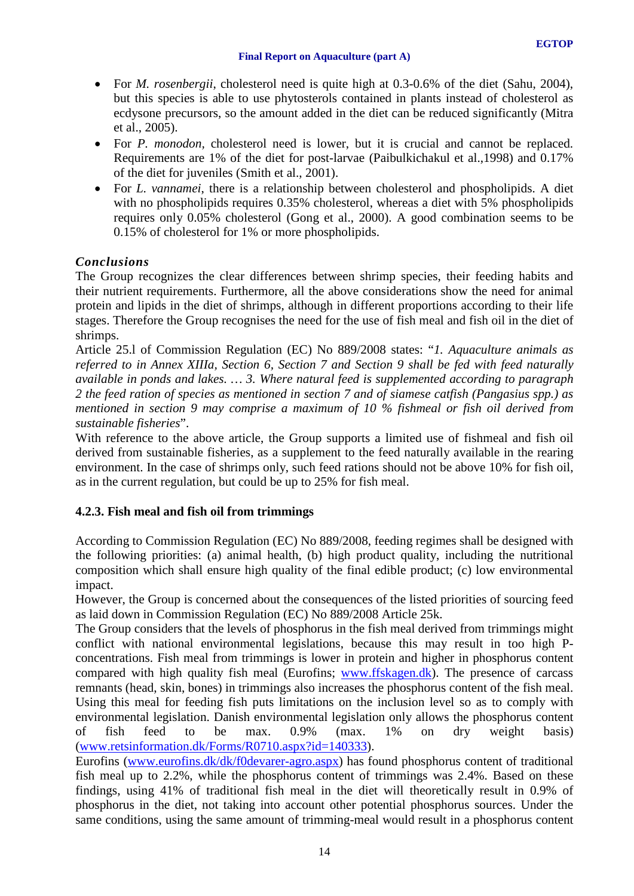- For *M. rosenbergii*, cholesterol need is quite high at 0.3-0.6% of the diet (Sahu, 2004), but this species is able to use phytosterols contained in plants instead of cholesterol as ecdysone precursors, so the amount added in the diet can be reduced significantly (Mitra et al., 2005).
- For *P. monodon*, cholesterol need is lower, but it is crucial and cannot be replaced. Requirements are 1% of the diet for post-larvae (Paibulkichakul et al.,1998) and 0.17% of the diet for juveniles (Smith et al., 2001).
- For *L. vannamei*, there is a relationship between cholesterol and phospholipids. A diet with no phospholipids requires 0.35% cholesterol, whereas a diet with 5% phospholipids requires only 0.05% cholesterol (Gong et al., 2000). A good combination seems to be 0.15% of cholesterol for 1% or more phospholipids.

***Conclusions***

The Group recognizes the clear differences between shrimp species, their feeding habits and their nutrient requirements. Furthermore, all the above considerations show the need for animal protein and lipids in the diet of shrimps, although in different proportions according to their life stages. Therefore the Group recognises the need for the use of fish meal and fish oil in the diet of shrimps.

Article 25.l of Commission Regulation (EC) No 889/2008 states: "*1. Aquaculture animals as referred to in Annex XIIIa, Section 6, Section 7 and Section 9 shall be fed with feed naturally available in ponds and lakes. … 3. Where natural feed is supplemented according to paragraph 2 the feed ration of species as mentioned in section 7 and of siamese catfish (Pangasius spp.) as mentioned in section 9 may comprise a maximum of 10 % fishmeal or fish oil derived from sustainable fisheries*".

With reference to the above article, the Group supports a limited use of fishmeal and fish oil derived from sustainable fisheries, as a supplement to the feed naturally available in the rearing environment. In the case of shrimps only, such feed rations should not be above 10% for fish oil, as in the current regulation, but could be up to 25% for fish meal.

### 4.2.3. Fish meal and fish oil from trimmings

According to Commission Regulation (EC) No 889/2008, feeding regimes shall be designed with the following priorities: (a) animal health, (b) high product quality, including the nutritional composition which shall ensure high quality of the final edible product; (c) low environmental impact.

However, the Group is concerned about the consequences of the listed priorities of sourcing feed as laid down in Commission Regulation (EC) No 889/2008 Article 25k.

The Group considers that the levels of phosphorus in the fish meal derived from trimmings might conflict with national environmental legislations, because this may result in too high P-concentrations. Fish meal from trimmings is lower in protein and higher in phosphorus content compared with high quality fish meal (Eurofins; www.ffskagen.dk). The presence of carcass remnants (head, skin, bones) in trimmings also increases the phosphorus content of the fish meal. Using this meal for feeding fish puts limitations on the inclusion level so as to comply with environmental legislation. Danish environmental legislation only allows the phosphorus content of fish feed to be max. 0.9% (max. 1% on dry weight basis) (www.retsinformation.dk/Forms/R0710.aspx?id=140333).

Eurofins (www.eurofins.dk/dk/f0devarer-agro.aspx) has found phosphorus content of traditional fish meal up to 2.2%, while the phosphorus content of trimmings was 2.4%. Based on these findings, using 41% of traditional fish meal in the diet will theoretically result in 0.9% of phosphorus in the diet, not taking into account other potential phosphorus sources. Under the same conditions, using the same amount of trimming-meal would result in a phosphorus content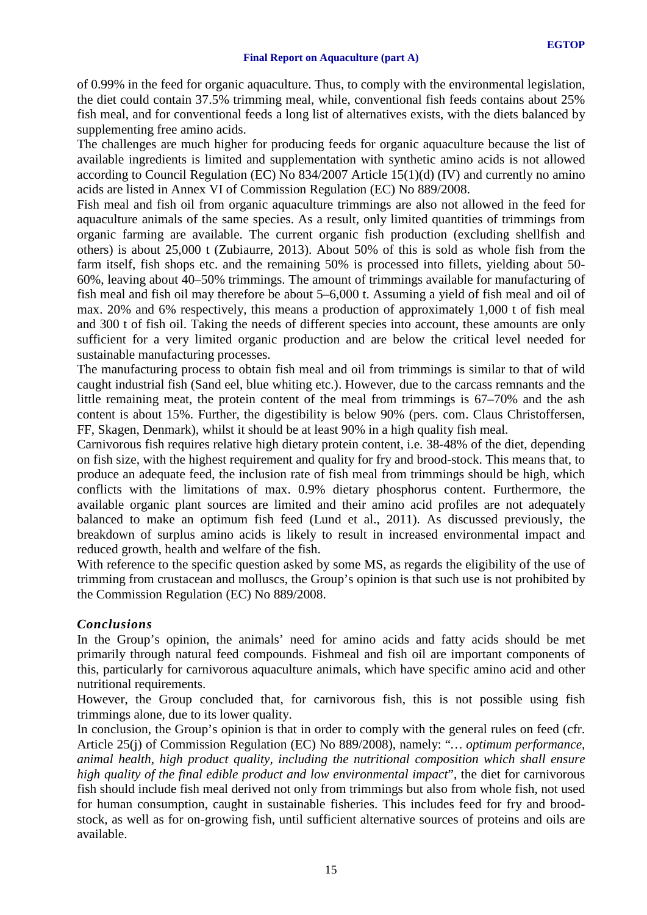of 0.99% in the feed for organic aquaculture. Thus, to comply with the environmental legislation, the diet could contain 37.5% trimming meal, while, conventional fish feeds contains about 25% fish meal, and for conventional feeds a long list of alternatives exists, with the diets balanced by supplementing free amino acids.

The challenges are much higher for producing feeds for organic aquaculture because the list of available ingredients is limited and supplementation with synthetic amino acids is not allowed according to Council Regulation (EC) No 834/2007 Article 15(1)(d) (IV) and currently no amino acids are listed in Annex VI of Commission Regulation (EC) No 889/2008.

Fish meal and fish oil from organic aquaculture trimmings are also not allowed in the feed for aquaculture animals of the same species. As a result, only limited quantities of trimmings from organic farming are available. The current organic fish production (excluding shellfish and others) is about 25,000 t (Zubiaurre, 2013). About 50% of this is sold as whole fish from the farm itself, fish shops etc. and the remaining 50% is processed into fillets, yielding about 50-60%, leaving about 40–50% trimmings. The amount of trimmings available for manufacturing of fish meal and fish oil may therefore be about 5–6,000 t. Assuming a yield of fish meal and oil of max. 20% and 6% respectively, this means a production of approximately 1,000 t of fish meal and 300 t of fish oil. Taking the needs of different species into account, these amounts are only sufficient for a very limited organic production and are below the critical level needed for sustainable manufacturing processes.

The manufacturing process to obtain fish meal and oil from trimmings is similar to that of wild caught industrial fish (Sand eel, blue whiting etc.). However, due to the carcass remnants and the little remaining meat, the protein content of the meal from trimmings is 67–70% and the ash content is about 15%. Further, the digestibility is below 90% (pers. com. Claus Christoffersen, FF, Skagen, Denmark), whilst it should be at least 90% in a high quality fish meal.

Carnivorous fish requires relative high dietary protein content, i.e. 38-48% of the diet, depending on fish size, with the highest requirement and quality for fry and brood-stock. This means that, to produce an adequate feed, the inclusion rate of fish meal from trimmings should be high, which conflicts with the limitations of max. 0.9% dietary phosphorus content. Furthermore, the available organic plant sources are limited and their amino acid profiles are not adequately balanced to make an optimum fish feed (Lund et al., 2011). As discussed previously, the breakdown of surplus amino acids is likely to result in increased environmental impact and reduced growth, health and welfare of the fish.

With reference to the specific question asked by some MS, as regards the eligibility of the use of trimming from crustacean and molluscs, the Group's opinion is that such use is not prohibited by the Commission Regulation (EC) No 889/2008.

### *Conclusions*

In the Group's opinion, the animals' need for amino acids and fatty acids should be met primarily through natural feed compounds. Fishmeal and fish oil are important components of this, particularly for carnivorous aquaculture animals, which have specific amino acid and other nutritional requirements.

However, the Group concluded that, for carnivorous fish, this is not possible using fish trimmings alone, due to its lower quality.

In conclusion, the Group's opinion is that in order to comply with the general rules on feed (cfr. Article 25(j) of Commission Regulation (EC) No 889/2008), namely: "*… optimum performance, animal health, high product quality, including the nutritional composition which shall ensure high quality of the final edible product and low environmental impact*", the diet for carnivorous fish should include fish meal derived not only from trimmings but also from whole fish, not used for human consumption, caught in sustainable fisheries. This includes feed for fry and brood-stock, as well as for on-growing fish, until sufficient alternative sources of proteins and oils are available.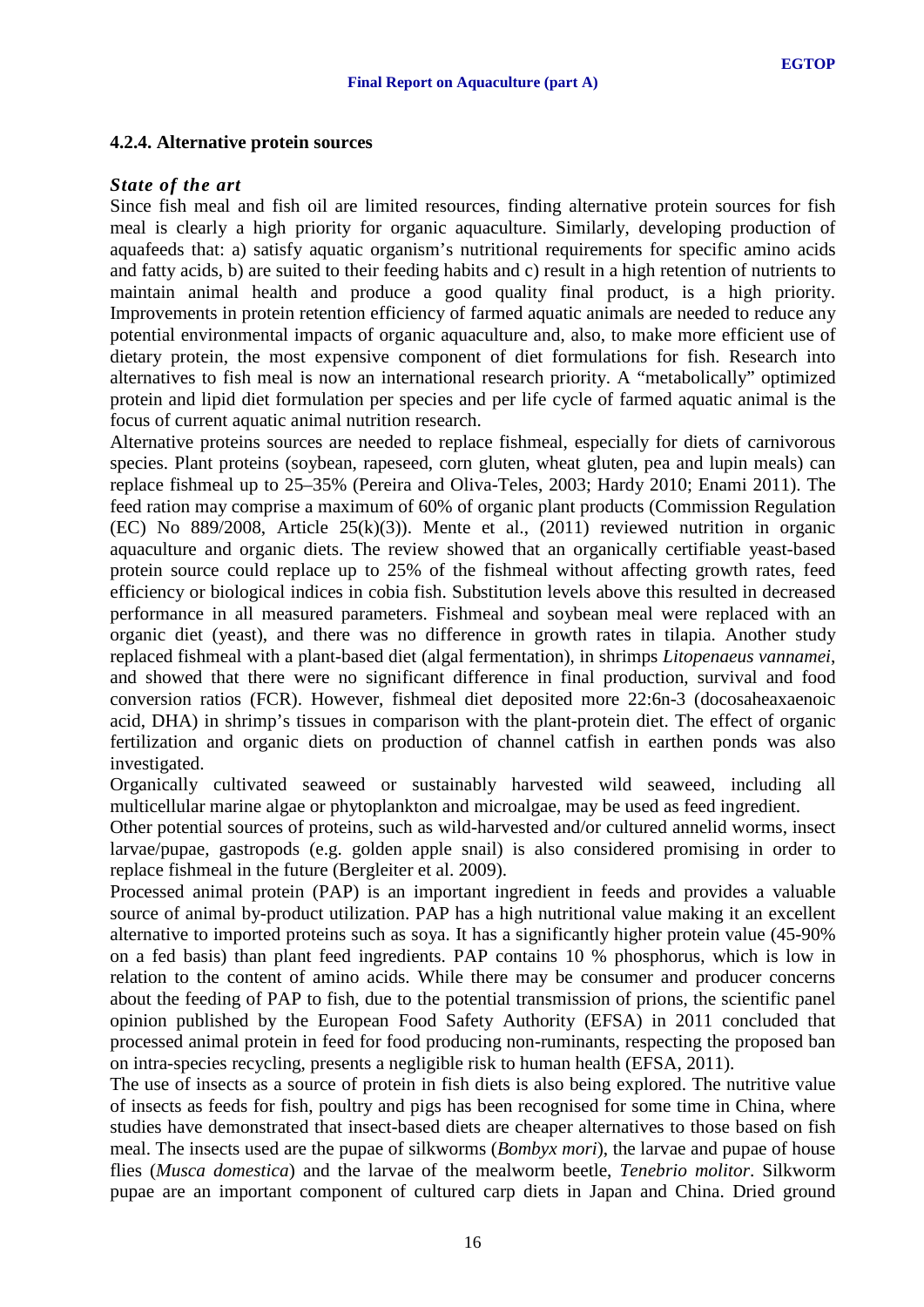### 4.2.4. Alternative protein sources

***State of the art***

Since fish meal and fish oil are limited resources, finding alternative protein sources for fish meal is clearly a high priority for organic aquaculture. Similarly, developing production of aquafeeds that: a) satisfy aquatic organism's nutritional requirements for specific amino acids and fatty acids, b) are suited to their feeding habits and c) result in a high retention of nutrients to maintain animal health and produce a good quality final product, is a high priority. Improvements in protein retention efficiency of farmed aquatic animals are needed to reduce any potential environmental impacts of organic aquaculture and, also, to make more efficient use of dietary protein, the most expensive component of diet formulations for fish. Research into alternatives to fish meal is now an international research priority. A "metabolically" optimized protein and lipid diet formulation per species and per life cycle of farmed aquatic animal is the focus of current aquatic animal nutrition research.

Alternative proteins sources are needed to replace fishmeal, especially for diets of carnivorous species. Plant proteins (soybean, rapeseed, corn gluten, wheat gluten, pea and lupin meals) can replace fishmeal up to 25–35% (Pereira and Oliva-Teles, 2003; Hardy 2010; Enami 2011). The feed ration may comprise a maximum of 60% of organic plant products (Commission Regulation (EC) No 889/2008, Article 25(k)(3)). Mente et al., (2011) reviewed nutrition in organic aquaculture and organic diets. The review showed that an organically certifiable yeast-based protein source could replace up to 25% of the fishmeal without affecting growth rates, feed efficiency or biological indices in cobia fish. Substitution levels above this resulted in decreased performance in all measured parameters. Fishmeal and soybean meal were replaced with an organic diet (yeast), and there was no difference in growth rates in tilapia. Another study replaced fishmeal with a plant-based diet (algal fermentation), in shrimps *Litopenaeus vannamei*, and showed that there were no significant difference in final production, survival and food conversion ratios (FCR). However, fishmeal diet deposited more 22:6n-3 (docosaheaxaenoic acid, DHA) in shrimp's tissues in comparison with the plant-protein diet. The effect of organic fertilization and organic diets on production of channel catfish in earthen ponds was also investigated.

Organically cultivated seaweed or sustainably harvested wild seaweed, including all multicellular marine algae or phytoplankton and microalgae, may be used as feed ingredient.

Other potential sources of proteins, such as wild-harvested and/or cultured annelid worms, insect larvae/pupae, gastropods (e.g. golden apple snail) is also considered promising in order to replace fishmeal in the future (Bergleiter et al. 2009).

Processed animal protein (PAP) is an important ingredient in feeds and provides a valuable source of animal by-product utilization. PAP has a high nutritional value making it an excellent alternative to imported proteins such as soya. It has a significantly higher protein value (45-90% on a fed basis) than plant feed ingredients. PAP contains 10 % phosphorus, which is low in relation to the content of amino acids. While there may be consumer and producer concerns about the feeding of PAP to fish, due to the potential transmission of prions, the scientific panel opinion published by the European Food Safety Authority (EFSA) in 2011 concluded that processed animal protein in feed for food producing non-ruminants, respecting the proposed ban on intra-species recycling, presents a negligible risk to human health (EFSA, 2011).

The use of insects as a source of protein in fish diets is also being explored. The nutritive value of insects as feeds for fish, poultry and pigs has been recognised for some time in China, where studies have demonstrated that insect-based diets are cheaper alternatives to those based on fish meal. The insects used are the pupae of silkworms (*Bombyx mori*), the larvae and pupae of house flies (*Musca domestica*) and the larvae of the mealworm beetle, *Tenebrio molitor*. Silkworm pupae are an important component of cultured carp diets in Japan and China. Dried ground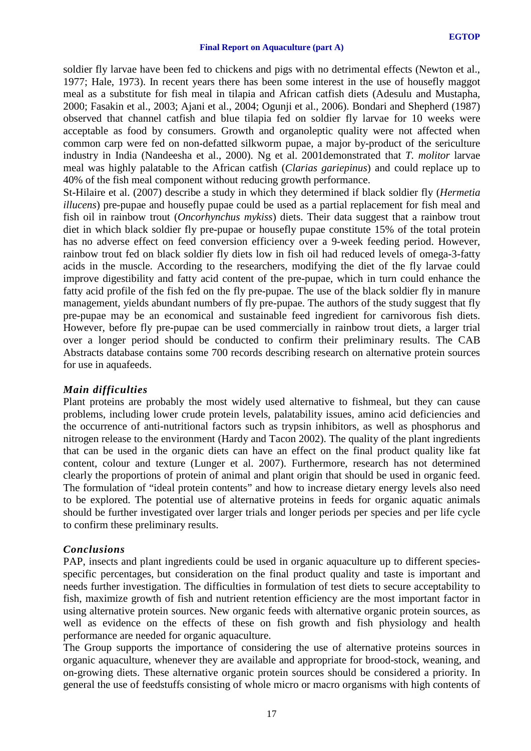soldier fly larvae have been fed to chickens and pigs with no detrimental effects (Newton et al., 1977; Hale, 1973). In recent years there has been some interest in the use of housefly maggot meal as a substitute for fish meal in tilapia and African catfish diets (Adesulu and Mustapha, 2000; Fasakin et al., 2003; Ajani et al., 2004; Ogunji et al., 2006). Bondari and Shepherd (1987) observed that channel catfish and blue tilapia fed on soldier fly larvae for 10 weeks were acceptable as food by consumers. Growth and organoleptic quality were not affected when common carp were fed on non-defatted silkworm pupae, a major by-product of the sericulture industry in India (Nandeesha et al., 2000). Ng et al. 2001demonstrated that *T. molitor* larvae meal was highly palatable to the African catfish (*Clarias gariepinus*) and could replace up to 40% of the fish meal component without reducing growth performance.

St-Hilaire et al. (2007) describe a study in which they determined if black soldier fly (*Hermetia illucens*) pre-pupae and housefly pupae could be used as a partial replacement for fish meal and fish oil in rainbow trout (*Oncorhynchus mykiss*) diets. Their data suggest that a rainbow trout diet in which black soldier fly pre-pupae or housefly pupae constitute 15% of the total protein has no adverse effect on feed conversion efficiency over a 9-week feeding period. However, rainbow trout fed on black soldier fly diets low in fish oil had reduced levels of omega-3-fatty acids in the muscle. According to the researchers, modifying the diet of the fly larvae could improve digestibility and fatty acid content of the pre-pupae, which in turn could enhance the fatty acid profile of the fish fed on the fly pre-pupae. The use of the black soldier fly in manure management, yields abundant numbers of fly pre-pupae. The authors of the study suggest that fly pre-pupae may be an economical and sustainable feed ingredient for carnivorous fish diets. However, before fly pre-pupae can be used commercially in rainbow trout diets, a larger trial over a longer period should be conducted to confirm their preliminary results. The CAB Abstracts database contains some 700 records describing research on alternative protein sources for use in aquafeeds.

### *Main difficulties*

Plant proteins are probably the most widely used alternative to fishmeal, but they can cause problems, including lower crude protein levels, palatability issues, amino acid deficiencies and the occurrence of anti-nutritional factors such as trypsin inhibitors, as well as phosphorus and nitrogen release to the environment (Hardy and Tacon 2002). The quality of the plant ingredients that can be used in the organic diets can have an effect on the final product quality like fat content, colour and texture (Lunger et al. 2007). Furthermore, research has not determined clearly the proportions of protein of animal and plant origin that should be used in organic feed. The formulation of "ideal protein contents" and how to increase dietary energy levels also need to be explored. The potential use of alternative proteins in feeds for organic aquatic animals should be further investigated over larger trials and longer periods per species and per life cycle to confirm these preliminary results.

### *Conclusions*

PAP, insects and plant ingredients could be used in organic aquaculture up to different species-specific percentages, but consideration on the final product quality and taste is important and needs further investigation. The difficulties in formulation of test diets to secure acceptability to fish, maximize growth of fish and nutrient retention efficiency are the most important factor in using alternative protein sources. New organic feeds with alternative organic protein sources, as well as evidence on the effects of these on fish growth and fish physiology and health performance are needed for organic aquaculture.

The Group supports the importance of considering the use of alternative proteins sources in organic aquaculture, whenever they are available and appropriate for brood-stock, weaning, and on-growing diets. These alternative organic protein sources should be considered a priority. In general the use of feedstuffs consisting of whole micro or macro organisms with high contents of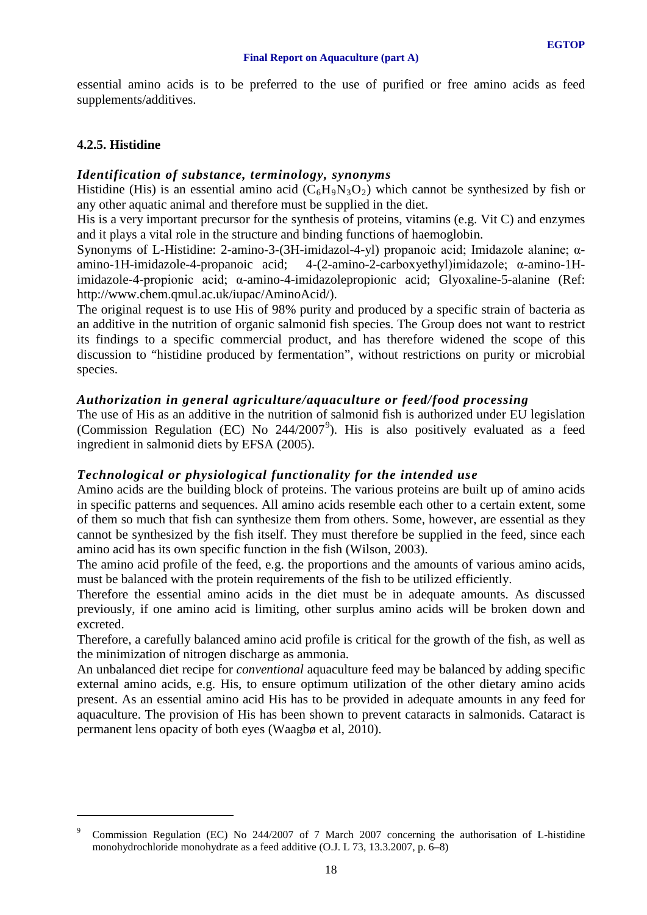essential amino acids is to be preferred to the use of purified or free amino acids as feed supplements/additives.

### 4.2.5. Histidine

#### *Identification of substance, terminology, synonyms*

Histidine (His) is an essential amino acid ($C_6H_9N_3O_2$) which cannot be synthesized by fish or any other aquatic animal and therefore must be supplied in the diet.

His is a very important precursor for the synthesis of proteins, vitamins (e.g. Vit C) and enzymes and it plays a vital role in the structure and binding functions of haemoglobin.

Synonyms of L-Histidine: 2-amino-3-(3H-imidazol-4-yl) propanoic acid; Imidazole alanine; α-amino-1H-imidazole-4-propanoic acid; 4-(2-amino-2-carboxyethyl)imidazole; α-amino-1H-imidazole-4-propionic acid; α-amino-4-imidazolepropionic acid; Glyoxaline-5-alanine (Ref: http://www.chem.qmul.ac.uk/iupac/AminoAcid/).

The original request is to use His of 98% purity and produced by a specific strain of bacteria as an additive in the nutrition of organic salmonid fish species. The Group does not want to restrict its findings to a specific commercial product, and has therefore widened the scope of this discussion to "histidine produced by fermentation", without restrictions on purity or microbial species.

#### *Authorization in general agriculture/aquaculture or feed/food processing*

The use of His as an additive in the nutrition of salmonid fish is authorized under EU legislation (Commission Regulation (EC) No 244/2007[9]). His is also positively evaluated as a feed ingredient in salmonid diets by EFSA (2005).

#### *Technological or physiological functionality for the intended use*

Amino acids are the building block of proteins. The various proteins are built up of amino acids in specific patterns and sequences. All amino acids resemble each other to a certain extent, some of them so much that fish can synthesize them from others. Some, however, are essential as they cannot be synthesized by the fish itself. They must therefore be supplied in the feed, since each amino acid has its own specific function in the fish (Wilson, 2003).

The amino acid profile of the feed, e.g. the proportions and the amounts of various amino acids, must be balanced with the protein requirements of the fish to be utilized efficiently.

Therefore the essential amino acids in the diet must be in adequate amounts. As discussed previously, if one amino acid is limiting, other surplus amino acids will be broken down and excreted.

Therefore, a carefully balanced amino acid profile is critical for the growth of the fish, as well as the minimization of nitrogen discharge as ammonia.

An unbalanced diet recipe for *conventional* aquaculture feed may be balanced by adding specific external amino acids, e.g. His, to ensure optimum utilization of the other dietary amino acids present. As an essential amino acid His has to be provided in adequate amounts in any feed for aquaculture. The provision of His has been shown to prevent cataracts in salmonids. Cataract is permanent lens opacity of both eyes (Waagbø et al, 2010).

---

[9] Commission Regulation (EC) No 244/2007 of 7 March 2007 concerning the authorisation of L-histidine monohydrochloride monohydrate as a feed additive (O.J. L 73, 13.3.2007, p. 6–8)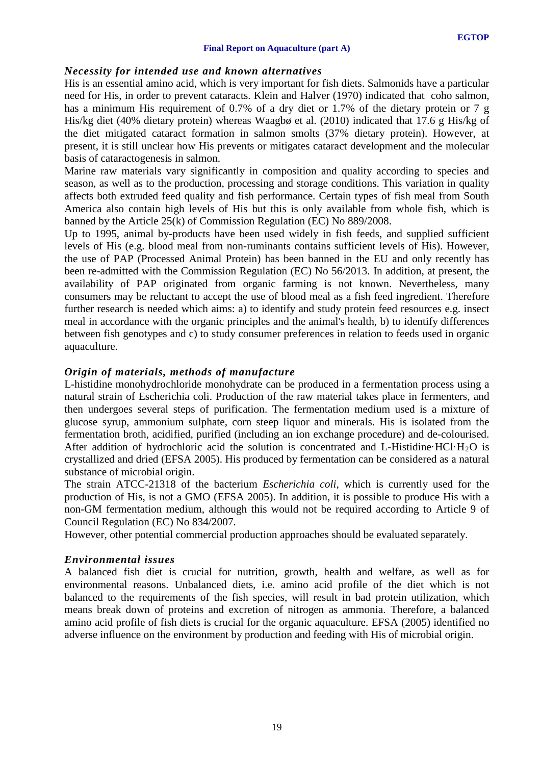### *Necessity for intended use and known alternatives*

His is an essential amino acid, which is very important for fish diets. Salmonids have a particular need for His, in order to prevent cataracts. Klein and Halver (1970) indicated that coho salmon, has a minimum His requirement of 0.7% of a dry diet or 1.7% of the dietary protein or 7 g His/kg diet (40% dietary protein) whereas Waagbø et al. (2010) indicated that 17.6 g His/kg of the diet mitigated cataract formation in salmon smolts (37% dietary protein). However, at present, it is still unclear how His prevents or mitigates cataract development and the molecular basis of cataractogenesis in salmon.

Marine raw materials vary significantly in composition and quality according to species and season, as well as to the production, processing and storage conditions. This variation in quality affects both extruded feed quality and fish performance. Certain types of fish meal from South America also contain high levels of His but this is only available from whole fish, which is banned by the Article 25(k) of Commission Regulation (EC) No 889/2008.

Up to 1995, animal by-products have been used widely in fish feeds, and supplied sufficient levels of His (e.g. blood meal from non-ruminants contains sufficient levels of His). However, the use of PAP (Processed Animal Protein) has been banned in the EU and only recently has been re-admitted with the Commission Regulation (EC) No 56/2013. In addition, at present, the availability of PAP originated from organic farming is not known. Nevertheless, many consumers may be reluctant to accept the use of blood meal as a fish feed ingredient. Therefore further research is needed which aims: a) to identify and study protein feed resources e.g. insect meal in accordance with the organic principles and the animal's health, b) to identify differences between fish genotypes and c) to study consumer preferences in relation to feeds used in organic aquaculture.

### *Origin of materials, methods of manufacture*

L-histidine monohydrochloride monohydrate can be produced in a fermentation process using a natural strain of Escherichia coli. Production of the raw material takes place in fermenters, and then undergoes several steps of purification. The fermentation medium used is a mixture of glucose syrup, ammonium sulphate, corn steep liquor and minerals. His is isolated from the fermentation broth, acidified, purified (including an ion exchange procedure) and de-colourised. After addition of hydrochloric acid the solution is concentrated and L-Histidine·HCl·$H_2O$ is crystallized and dried (EFSA 2005). His produced by fermentation can be considered as a natural substance of microbial origin.

The strain ATCC-21318 of the bacterium *Escherichia coli*, which is currently used for the production of His, is not a GMO (EFSA 2005). In addition, it is possible to produce His with a non-GM fermentation medium, although this would not be required according to Article 9 of Council Regulation (EC) No 834/2007.

However, other potential commercial production approaches should be evaluated separately.

### *Environmental issues*

A balanced fish diet is crucial for nutrition, growth, health and welfare, as well as for environmental reasons. Unbalanced diets, i.e. amino acid profile of the diet which is not balanced to the requirements of the fish species, will result in bad protein utilization, which means break down of proteins and excretion of nitrogen as ammonia. Therefore, a balanced amino acid profile of fish diets is crucial for the organic aquaculture. EFSA (2005) identified no adverse influence on the environment by production and feeding with His of microbial origin.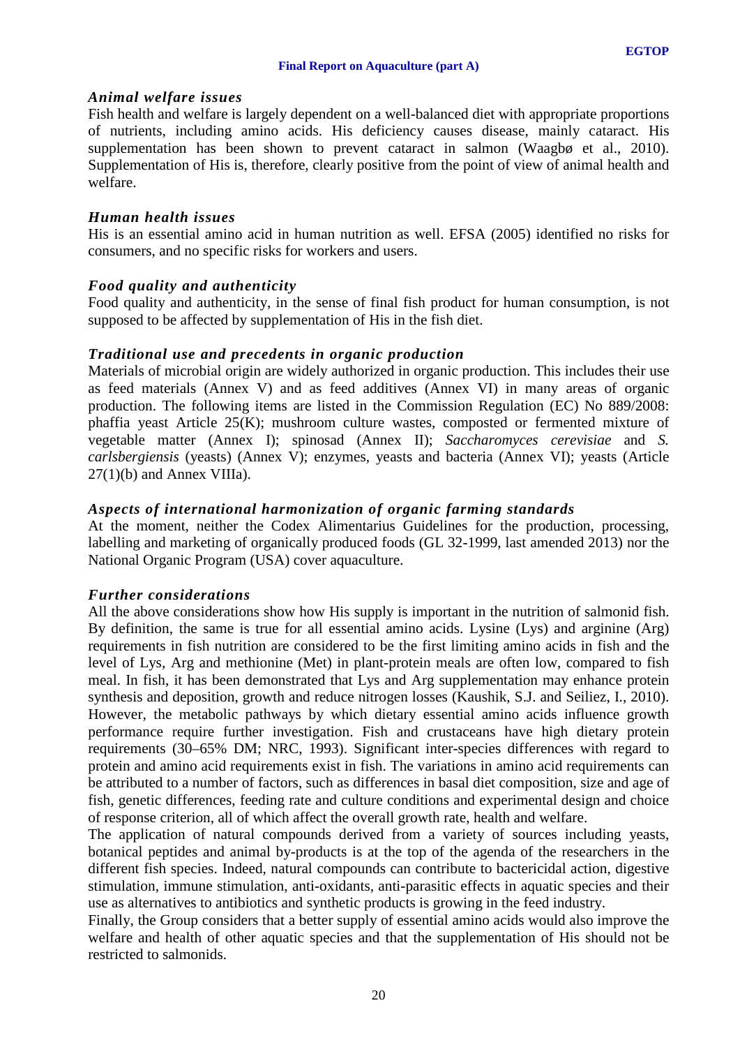### *Animal welfare issues*

Fish health and welfare is largely dependent on a well-balanced diet with appropriate proportions of nutrients, including amino acids. His deficiency causes disease, mainly cataract. His supplementation has been shown to prevent cataract in salmon (Waagbø et al., 2010). Supplementation of His is, therefore, clearly positive from the point of view of animal health and welfare.

### *Human health issues*

His is an essential amino acid in human nutrition as well. EFSA (2005) identified no risks for consumers, and no specific risks for workers and users.

### *Food quality and authenticity*

Food quality and authenticity, in the sense of final fish product for human consumption, is not supposed to be affected by supplementation of His in the fish diet.

### *Traditional use and precedents in organic production*

Materials of microbial origin are widely authorized in organic production. This includes their use as feed materials (Annex V) and as feed additives (Annex VI) in many areas of organic production. The following items are listed in the Commission Regulation (EC) No 889/2008: phaffia yeast Article 25(K); mushroom culture wastes, composted or fermented mixture of vegetable matter (Annex I); spinosad (Annex II); *Saccharomyces cerevisiae* and *S. carlsbergiensis* (yeasts) (Annex V); enzymes, yeasts and bacteria (Annex VI); yeasts (Article 27(1)(b) and Annex VIIIa).

### *Aspects of international harmonization of organic farming standards*

At the moment, neither the Codex Alimentarius Guidelines for the production, processing, labelling and marketing of organically produced foods (GL 32-1999, last amended 2013) nor the National Organic Program (USA) cover aquaculture.

### *Further considerations*

All the above considerations show how His supply is important in the nutrition of salmonid fish. By definition, the same is true for all essential amino acids. Lysine (Lys) and arginine (Arg) requirements in fish nutrition are considered to be the first limiting amino acids in fish and the level of Lys, Arg and methionine (Met) in plant-protein meals are often low, compared to fish meal. In fish, it has been demonstrated that Lys and Arg supplementation may enhance protein synthesis and deposition, growth and reduce nitrogen losses (Kaushik, S.J. and Seiliez, I., 2010). However, the metabolic pathways by which dietary essential amino acids influence growth performance require further investigation. Fish and crustaceans have high dietary protein requirements (30–65% DM; NRC, 1993). Significant inter-species differences with regard to protein and amino acid requirements exist in fish. The variations in amino acid requirements can be attributed to a number of factors, such as differences in basal diet composition, size and age of fish, genetic differences, feeding rate and culture conditions and experimental design and choice of response criterion, all of which affect the overall growth rate, health and welfare.

The application of natural compounds derived from a variety of sources including yeasts, botanical peptides and animal by-products is at the top of the agenda of the researchers in the different fish species. Indeed, natural compounds can contribute to bactericidal action, digestive stimulation, immune stimulation, anti-oxidants, anti-parasitic effects in aquatic species and their use as alternatives to antibiotics and synthetic products is growing in the feed industry.

Finally, the Group considers that a better supply of essential amino acids would also improve the welfare and health of other aquatic species and that the supplementation of His should not be restricted to salmonids.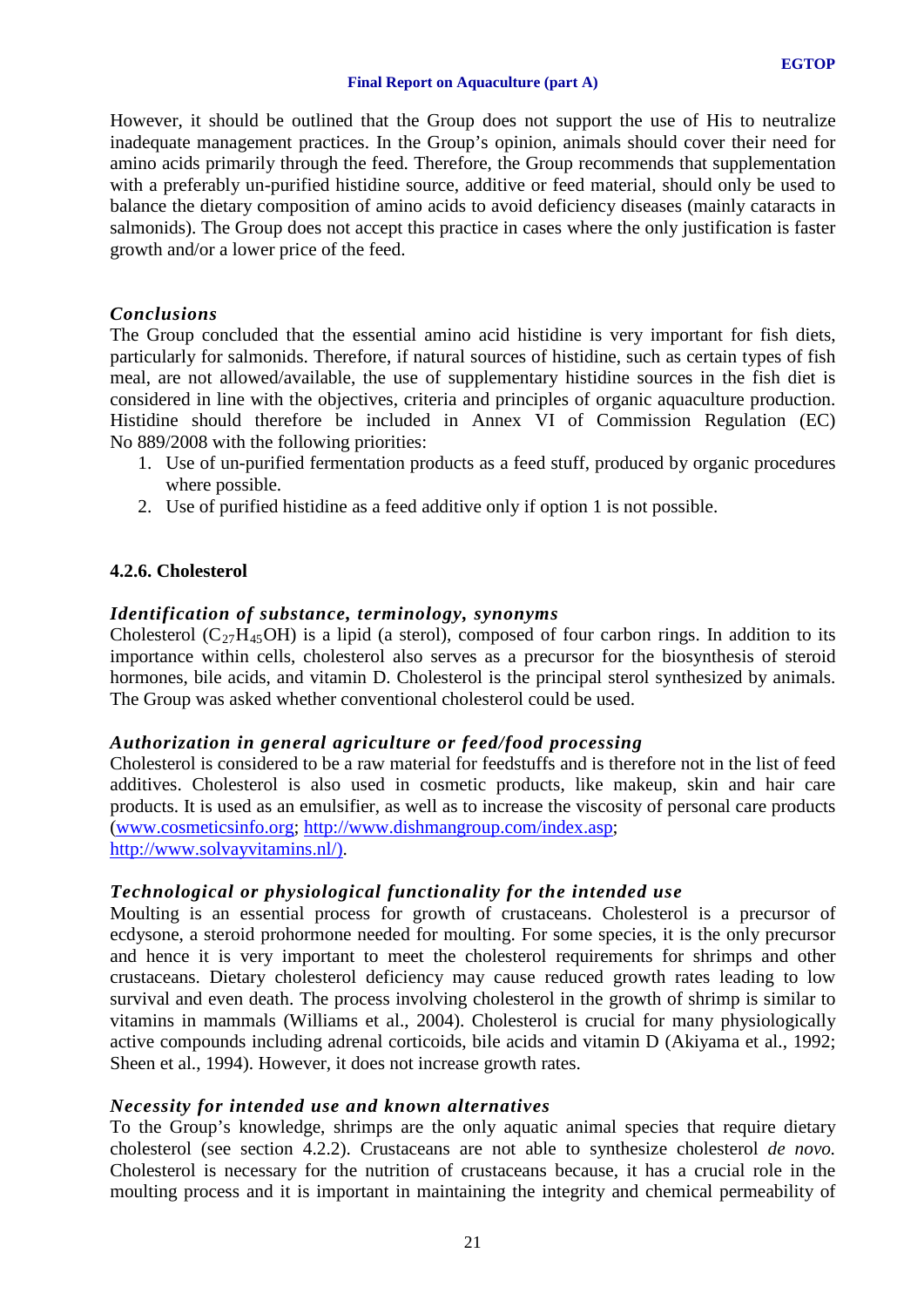However, it should be outlined that the Group does not support the use of His to neutralize inadequate management practices. In the Group's opinion, animals should cover their need for amino acids primarily through the feed. Therefore, the Group recommends that supplementation with a preferably un-purified histidine source, additive or feed material, should only be used to balance the dietary composition of amino acids to avoid deficiency diseases (mainly cataracts in salmonids). The Group does not accept this practice in cases where the only justification is faster growth and/or a lower price of the feed.

***Conclusions***

The Group concluded that the essential amino acid histidine is very important for fish diets, particularly for salmonids. Therefore, if natural sources of histidine, such as certain types of fish meal, are not allowed/available, the use of supplementary histidine sources in the fish diet is considered in line with the objectives, criteria and principles of organic aquaculture production. Histidine should therefore be included in Annex VI of Commission Regulation (EC) No 889/2008 with the following priorities:

1. Use of un-purified fermentation products as a feed stuff, produced by organic procedures where possible.
2. Use of purified histidine as a feed additive only if option 1 is not possible.

#### 4.2.6. Cholesterol

***Identification of substance, terminology, synonyms***

Cholesterol ($C_{27}H_{45}OH$) is a lipid (a sterol), composed of four carbon rings. In addition to its importance within cells, cholesterol also serves as a precursor for the biosynthesis of steroid hormones, bile acids, and vitamin D. Cholesterol is the principal sterol synthesized by animals. The Group was asked whether conventional cholesterol could be used.

***Authorization in general agriculture or feed/food processing***

Cholesterol is considered to be a raw material for feedstuffs and is therefore not in the list of feed additives. Cholesterol is also used in cosmetic products, like makeup, skin and hair care products. It is used as an emulsifier, as well as to increase the viscosity of personal care products (www.cosmeticsinfo.org; http://www.dishmangroup.com/index.asp; http://www.solvayvitamins.nl/).

***Technological or physiological functionality for the intended use***

Moulting is an essential process for growth of crustaceans. Cholesterol is a precursor of ecdysone, a steroid prohormone needed for moulting. For some species, it is the only precursor and hence it is very important to meet the cholesterol requirements for shrimps and other crustaceans. Dietary cholesterol deficiency may cause reduced growth rates leading to low survival and even death. The process involving cholesterol in the growth of shrimp is similar to vitamins in mammals (Williams et al., 2004). Cholesterol is crucial for many physiologically active compounds including adrenal corticoids, bile acids and vitamin D (Akiyama et al., 1992; Sheen et al., 1994). However, it does not increase growth rates.

***Necessity for intended use and known alternatives***

To the Group's knowledge, shrimps are the only aquatic animal species that require dietary cholesterol (see section 4.2.2). Crustaceans are not able to synthesize cholesterol *de novo.* Cholesterol is necessary for the nutrition of crustaceans because, it has a crucial role in the moulting process and it is important in maintaining the integrity and chemical permeability of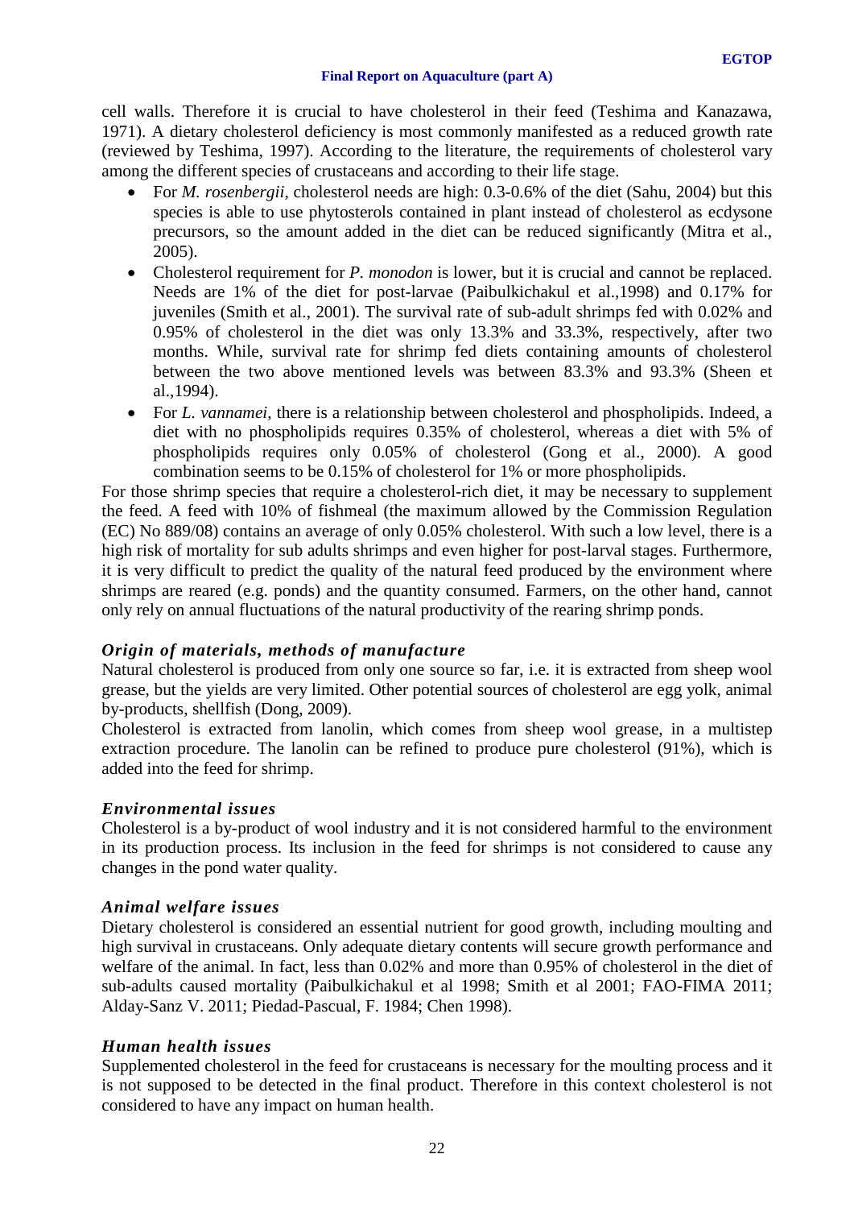cell walls. Therefore it is crucial to have cholesterol in their feed (Teshima and Kanazawa, 1971). A dietary cholesterol deficiency is most commonly manifested as a reduced growth rate (reviewed by Teshima, 1997). According to the literature, the requirements of cholesterol vary among the different species of crustaceans and according to their life stage.

- For *M. rosenbergii*, cholesterol needs are high: 0.3-0.6% of the diet (Sahu, 2004) but this species is able to use phytosterols contained in plant instead of cholesterol as ecdysone precursors, so the amount added in the diet can be reduced significantly (Mitra et al., 2005).
- Cholesterol requirement for *P. monodon* is lower, but it is crucial and cannot be replaced. Needs are 1% of the diet for post-larvae (Paibulkichakul et al.,1998) and 0.17% for juveniles (Smith et al., 2001). The survival rate of sub-adult shrimps fed with 0.02% and 0.95% of cholesterol in the diet was only 13.3% and 33.3%, respectively, after two months. While, survival rate for shrimp fed diets containing amounts of cholesterol between the two above mentioned levels was between 83.3% and 93.3% (Sheen et al.,1994).
- For *L. vannamei*, there is a relationship between cholesterol and phospholipids. Indeed, a diet with no phospholipids requires 0.35% of cholesterol, whereas a diet with 5% of phospholipids requires only 0.05% of cholesterol (Gong et al., 2000). A good combination seems to be 0.15% of cholesterol for 1% or more phospholipids.

For those shrimp species that require a cholesterol-rich diet, it may be necessary to supplement the feed. A feed with 10% of fishmeal (the maximum allowed by the Commission Regulation (EC) No 889/08) contains an average of only 0.05% cholesterol. With such a low level, there is a high risk of mortality for sub adults shrimps and even higher for post-larval stages. Furthermore, it is very difficult to predict the quality of the natural feed produced by the environment where shrimps are reared (e.g. ponds) and the quantity consumed. Farmers, on the other hand, cannot only rely on annual fluctuations of the natural productivity of the rearing shrimp ponds.

### *Origin of materials, methods of manufacture*

Natural cholesterol is produced from only one source so far, i.e. it is extracted from sheep wool grease, but the yields are very limited. Other potential sources of cholesterol are egg yolk, animal by-products, shellfish (Dong, 2009).

Cholesterol is extracted from lanolin, which comes from sheep wool grease, in a multistep extraction procedure. The lanolin can be refined to produce pure cholesterol (91%), which is added into the feed for shrimp.

### *Environmental issues*

Cholesterol is a by-product of wool industry and it is not considered harmful to the environment in its production process. Its inclusion in the feed for shrimps is not considered to cause any changes in the pond water quality.

### *Animal welfare issues*

Dietary cholesterol is considered an essential nutrient for good growth, including moulting and high survival in crustaceans. Only adequate dietary contents will secure growth performance and welfare of the animal. In fact, less than 0.02% and more than 0.95% of cholesterol in the diet of sub-adults caused mortality (Paibulkichakul et al 1998; Smith et al 2001; FAO-FIMA 2011; Alday-Sanz V. 2011; Piedad-Pascual, F. 1984; Chen 1998).

### *Human health issues*

Supplemented cholesterol in the feed for crustaceans is necessary for the moulting process and it is not supposed to be detected in the final product. Therefore in this context cholesterol is not considered to have any impact on human health.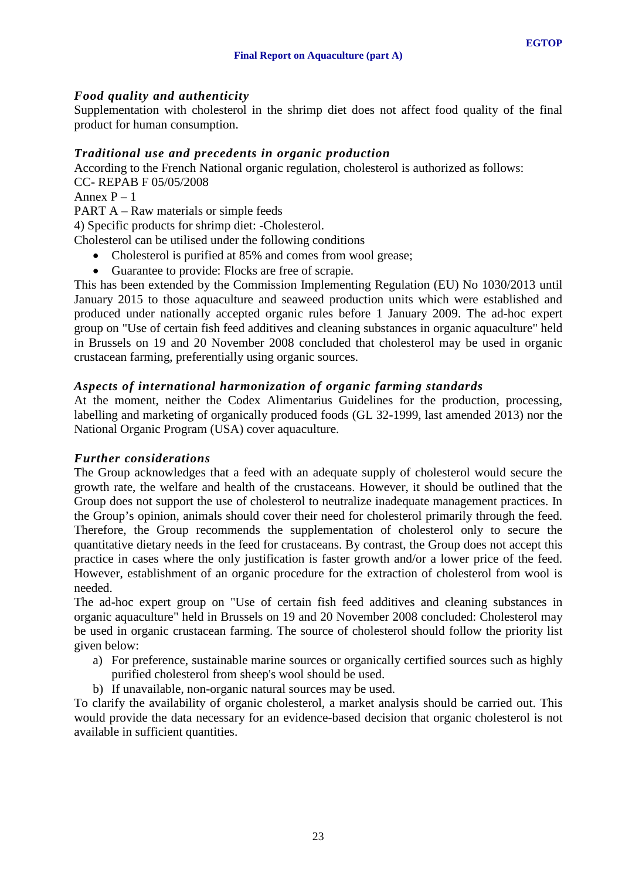### *Food quality and authenticity*

Supplementation with cholesterol in the shrimp diet does not affect food quality of the final product for human consumption.

### *Traditional use and precedents in organic production*

According to the French National organic regulation, cholesterol is authorized as follows:
CC- REPAB F 05/05/2008
Annex P – 1
PART A – Raw materials or simple feeds
4) Specific products for shrimp diet: -Cholesterol.
Cholesterol can be utilised under the following conditions

- Cholesterol is purified at 85% and comes from wool grease;
- Guarantee to provide: Flocks are free of scrapie.

This has been extended by the Commission Implementing Regulation (EU) No 1030/2013 until January 2015 to those aquaculture and seaweed production units which were established and produced under nationally accepted organic rules before 1 January 2009. The ad-hoc expert group on "Use of certain fish feed additives and cleaning substances in organic aquaculture" held in Brussels on 19 and 20 November 2008 concluded that cholesterol may be used in organic crustacean farming, preferentially using organic sources.

### *Aspects of international harmonization of organic farming standards*

At the moment, neither the Codex Alimentarius Guidelines for the production, processing, labelling and marketing of organically produced foods (GL 32-1999, last amended 2013) nor the National Organic Program (USA) cover aquaculture.

### *Further considerations*

The Group acknowledges that a feed with an adequate supply of cholesterol would secure the growth rate, the welfare and health of the crustaceans. However, it should be outlined that the Group does not support the use of cholesterol to neutralize inadequate management practices. In the Group's opinion, animals should cover their need for cholesterol primarily through the feed. Therefore, the Group recommends the supplementation of cholesterol only to secure the quantitative dietary needs in the feed for crustaceans. By contrast, the Group does not accept this practice in cases where the only justification is faster growth and/or a lower price of the feed. However, establishment of an organic procedure for the extraction of cholesterol from wool is needed.

The ad-hoc expert group on "Use of certain fish feed additives and cleaning substances in organic aquaculture" held in Brussels on 19 and 20 November 2008 concluded: Cholesterol may be used in organic crustacean farming. The source of cholesterol should follow the priority list given below:

a) For preference, sustainable marine sources or organically certified sources such as highly purified cholesterol from sheep's wool should be used.
b) If unavailable, non-organic natural sources may be used.

To clarify the availability of organic cholesterol, a market analysis should be carried out. This would provide the data necessary for an evidence-based decision that organic cholesterol is not available in sufficient quantities.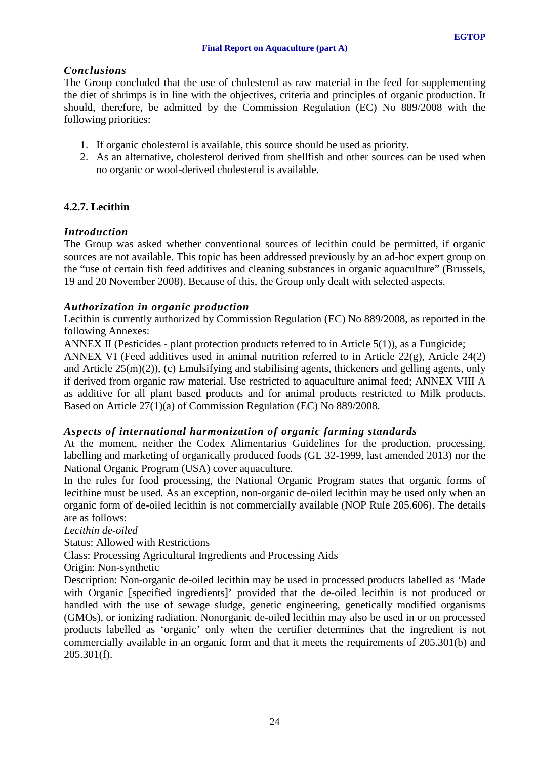### *Conclusions*

The Group concluded that the use of cholesterol as raw material in the feed for supplementing the diet of shrimps is in line with the objectives, criteria and principles of organic production. It should, therefore, be admitted by the Commission Regulation (EC) No 889/2008 with the following priorities:

1. If organic cholesterol is available, this source should be used as priority.
2. As an alternative, cholesterol derived from shellfish and other sources can be used when no organic or wool-derived cholesterol is available.

## 4.2.7. Lecithin

### *Introduction*

The Group was asked whether conventional sources of lecithin could be permitted, if organic sources are not available. This topic has been addressed previously by an ad-hoc expert group on the "use of certain fish feed additives and cleaning substances in organic aquaculture" (Brussels, 19 and 20 November 2008). Because of this, the Group only dealt with selected aspects.

### *Authorization in organic production*

Lecithin is currently authorized by Commission Regulation (EC) No 889/2008, as reported in the following Annexes:

ANNEX II (Pesticides - plant protection products referred to in Article 5(1)), as a Fungicide;

ANNEX VI (Feed additives used in animal nutrition referred to in Article 22(g), Article 24(2) and Article 25(m)(2)), (c) Emulsifying and stabilising agents, thickeners and gelling agents, only if derived from organic raw material. Use restricted to aquaculture animal feed; ANNEX VIII A as additive for all plant based products and for animal products restricted to Milk products. Based on Article 27(1)(a) of Commission Regulation (EC) No 889/2008.

### *Aspects of international harmonization of organic farming standards*

At the moment, neither the Codex Alimentarius Guidelines for the production, processing, labelling and marketing of organically produced foods (GL 32-1999, last amended 2013) nor the National Organic Program (USA) cover aquaculture.

In the rules for food processing, the National Organic Program states that organic forms of lecithine must be used. As an exception, non-organic de-oiled lecithin may be used only when an organic form of de-oiled lecithin is not commercially available (NOP Rule 205.606). The details are as follows:

*Lecithin de-oiled*

Status: Allowed with Restrictions

Class: Processing Agricultural Ingredients and Processing Aids

Origin: Non-synthetic

Description: Non-organic de-oiled lecithin may be used in processed products labelled as 'Made with Organic [specified ingredients]' provided that the de-oiled lecithin is not produced or handled with the use of sewage sludge, genetic engineering, genetically modified organisms (GMOs), or ionizing radiation. Nonorganic de-oiled lecithin may also be used in or on processed products labelled as 'organic' only when the certifier determines that the ingredient is not commercially available in an organic form and that it meets the requirements of 205.301(b) and 205.301(f).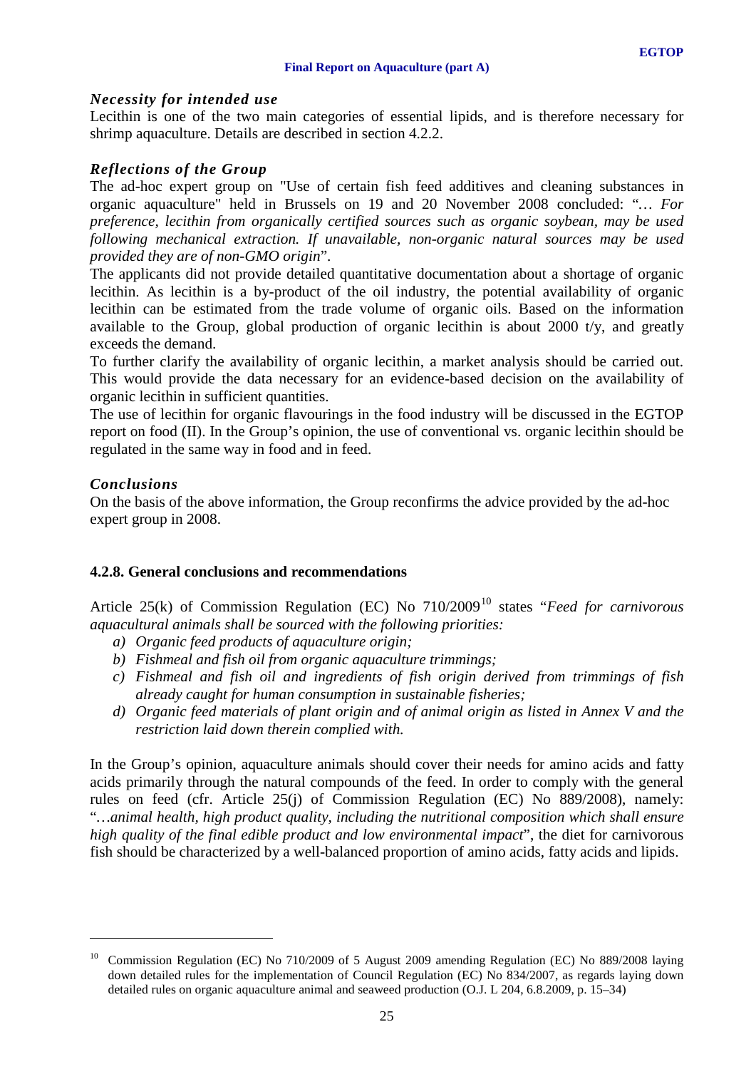### *Necessity for intended use*

Lecithin is one of the two main categories of essential lipids, and is therefore necessary for shrimp aquaculture. Details are described in section 4.2.2.

### *Reflections of the Group*

The ad-hoc expert group on "Use of certain fish feed additives and cleaning substances in organic aquaculture" held in Brussels on 19 and 20 November 2008 concluded: "*… For preference, lecithin from organically certified sources such as organic soybean, may be used following mechanical extraction. If unavailable, non-organic natural sources may be used provided they are of non-GMO origin*".

The applicants did not provide detailed quantitative documentation about a shortage of organic lecithin. As lecithin is a by-product of the oil industry, the potential availability of organic lecithin can be estimated from the trade volume of organic oils. Based on the information available to the Group, global production of organic lecithin is about 2000 t/y, and greatly exceeds the demand.

To further clarify the availability of organic lecithin, a market analysis should be carried out. This would provide the data necessary for an evidence-based decision on the availability of organic lecithin in sufficient quantities.

The use of lecithin for organic flavourings in the food industry will be discussed in the EGTOP report on food (II). In the Group's opinion, the use of conventional vs. organic lecithin should be regulated in the same way in food and in feed.

### *Conclusions*

On the basis of the above information, the Group reconfirms the advice provided by the ad-hoc expert group in 2008.

### 4.2.8. General conclusions and recommendations

Article 25(k) of Commission Regulation (EC) No 710/2009[10] states "*Feed for carnivorous aquacultural animals shall be sourced with the following priorities:*

- *a) Organic feed products of aquaculture origin;*
- *b) Fishmeal and fish oil from organic aquaculture trimmings;*
- *c) Fishmeal and fish oil and ingredients of fish origin derived from trimmings of fish already caught for human consumption in sustainable fisheries;*
- *d) Organic feed materials of plant origin and of animal origin as listed in Annex V and the restriction laid down therein complied with.*

In the Group's opinion, aquaculture animals should cover their needs for amino acids and fatty acids primarily through the natural compounds of the feed. In order to comply with the general rules on feed (cfr. Article 25(j) of Commission Regulation (EC) No 889/2008), namely: "*…animal health, high product quality, including the nutritional composition which shall ensure high quality of the final edible product and low environmental impact*", the diet for carnivorous fish should be characterized by a well-balanced proportion of amino acids, fatty acids and lipids.

---

[10] Commission Regulation (EC) No 710/2009 of 5 August 2009 amending Regulation (EC) No 889/2008 laying down detailed rules for the implementation of Council Regulation (EC) No 834/2007, as regards laying down detailed rules on organic aquaculture animal and seaweed production (O.J. L 204, 6.8.2009, p. 15–34)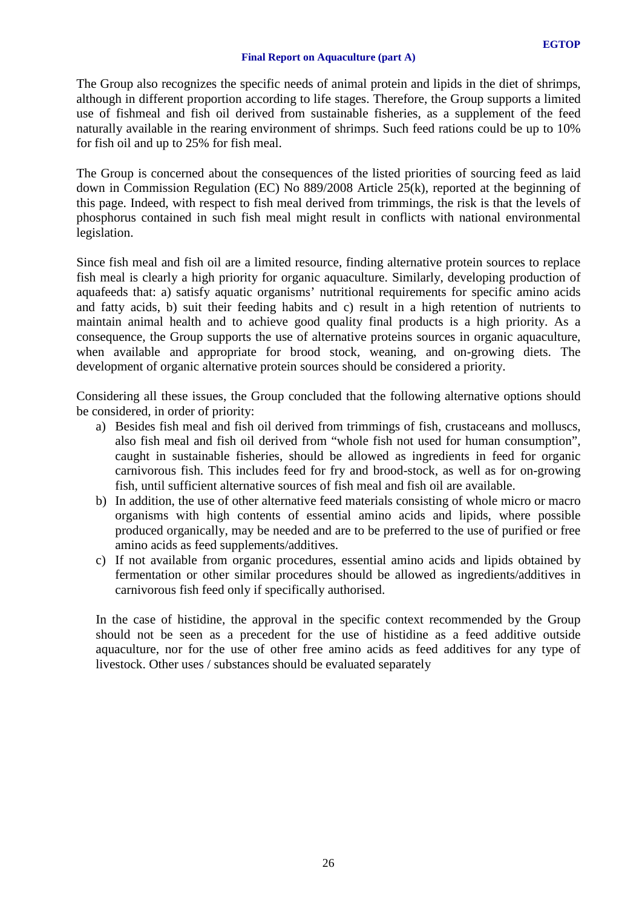The Group also recognizes the specific needs of animal protein and lipids in the diet of shrimps, although in different proportion according to life stages. Therefore, the Group supports a limited use of fishmeal and fish oil derived from sustainable fisheries, as a supplement of the feed naturally available in the rearing environment of shrimps. Such feed rations could be up to 10% for fish oil and up to 25% for fish meal.

The Group is concerned about the consequences of the listed priorities of sourcing feed as laid down in Commission Regulation (EC) No 889/2008 Article 25(k), reported at the beginning of this page. Indeed, with respect to fish meal derived from trimmings, the risk is that the levels of phosphorus contained in such fish meal might result in conflicts with national environmental legislation.

Since fish meal and fish oil are a limited resource, finding alternative protein sources to replace fish meal is clearly a high priority for organic aquaculture. Similarly, developing production of aquafeeds that: a) satisfy aquatic organisms' nutritional requirements for specific amino acids and fatty acids, b) suit their feeding habits and c) result in a high retention of nutrients to maintain animal health and to achieve good quality final products is a high priority. As a consequence, the Group supports the use of alternative proteins sources in organic aquaculture, when available and appropriate for brood stock, weaning, and on-growing diets. The development of organic alternative protein sources should be considered a priority.

Considering all these issues, the Group concluded that the following alternative options should be considered, in order of priority:

a) Besides fish meal and fish oil derived from trimmings of fish, crustaceans and molluscs, also fish meal and fish oil derived from "whole fish not used for human consumption", caught in sustainable fisheries, should be allowed as ingredients in feed for organic carnivorous fish. This includes feed for fry and brood-stock, as well as for on-growing fish, until sufficient alternative sources of fish meal and fish oil are available.
b) In addition, the use of other alternative feed materials consisting of whole micro or macro organisms with high contents of essential amino acids and lipids, where possible produced organically, may be needed and are to be preferred to the use of purified or free amino acids as feed supplements/additives.
c) If not available from organic procedures, essential amino acids and lipids obtained by fermentation or other similar procedures should be allowed as ingredients/additives in carnivorous fish feed only if specifically authorised.

In the case of histidine, the approval in the specific context recommended by the Group should not be seen as a precedent for the use of histidine as a feed additive outside aquaculture, nor for the use of other free amino acids as feed additives for any type of livestock. Other uses / substances should be evaluated separately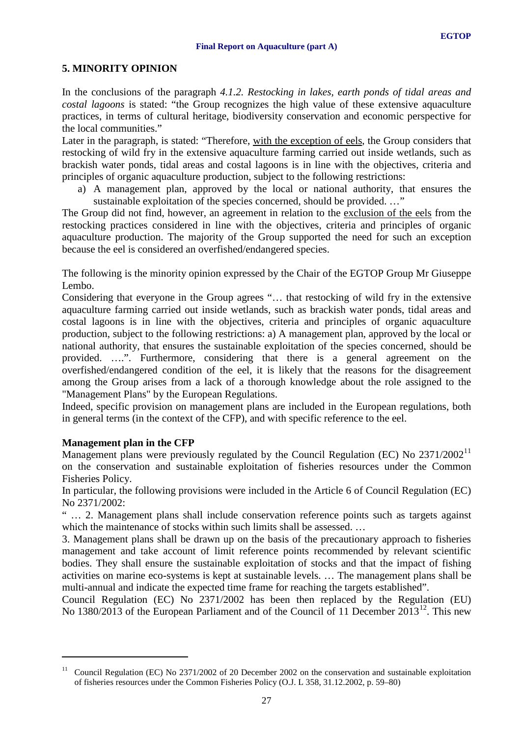## 5. MINORITY OPINION

In the conclusions of the paragraph *4.1.2. Restocking in lakes, earth ponds of tidal areas and costal lagoons* is stated: "the Group recognizes the high value of these extensive aquaculture practices, in terms of cultural heritage, biodiversity conservation and economic perspective for the local communities."

Later in the paragraph, is stated: "Therefore, <u>with the exception of eels</u>, the Group considers that restocking of wild fry in the extensive aquaculture farming carried out inside wetlands, such as brackish water ponds, tidal areas and costal lagoons is in line with the objectives, criteria and principles of organic aquaculture production, subject to the following restrictions:

a) A management plan, approved by the local or national authority, that ensures the sustainable exploitation of the species concerned, should be provided. …"

The Group did not find, however, an agreement in relation to the <u>exclusion of the eels</u> from the restocking practices considered in line with the objectives, criteria and principles of organic aquaculture production. The majority of the Group supported the need for such an exception because the eel is considered an overfished/endangered species.

The following is the minority opinion expressed by the Chair of the EGTOP Group Mr Giuseppe Lembo.

Considering that everyone in the Group agrees "… that restocking of wild fry in the extensive aquaculture farming carried out inside wetlands, such as brackish water ponds, tidal areas and costal lagoons is in line with the objectives, criteria and principles of organic aquaculture production, subject to the following restrictions: a) A management plan, approved by the local or national authority, that ensures the sustainable exploitation of the species concerned, should be provided. ….". Furthermore, considering that there is a general agreement on the overfished/endangered condition of the eel, it is likely that the reasons for the disagreement among the Group arises from a lack of a thorough knowledge about the role assigned to the "Management Plans" by the European Regulations.

Indeed, specific provision on management plans are included in the European regulations, both in general terms (in the context of the CFP), and with specific reference to the eel.

**Management plan in the CFP**

Management plans were previously regulated by the Council Regulation (EC) No 2371/2002[11] on the conservation and sustainable exploitation of fisheries resources under the Common Fisheries Policy.

In particular, the following provisions were included in the Article 6 of Council Regulation (EC) No 2371/2002:

" … 2. Management plans shall include conservation reference points such as targets against which the maintenance of stocks within such limits shall be assessed. …

3. Management plans shall be drawn up on the basis of the precautionary approach to fisheries management and take account of limit reference points recommended by relevant scientific bodies. They shall ensure the sustainable exploitation of stocks and that the impact of fishing activities on marine eco-systems is kept at sustainable levels. … The management plans shall be multi-annual and indicate the expected time frame for reaching the targets established".

Council Regulation (EC) No 2371/2002 has been then replaced by the Regulation (EU) No 1380/2013 of the European Parliament and of the Council of 11 December 2013[12]. This new

---

[11] Council Regulation (EC) No 2371/2002 of 20 December 2002 on the conservation and sustainable exploitation of fisheries resources under the Common Fisheries Policy (O.J. L 358, 31.12.2002, p. 59–80)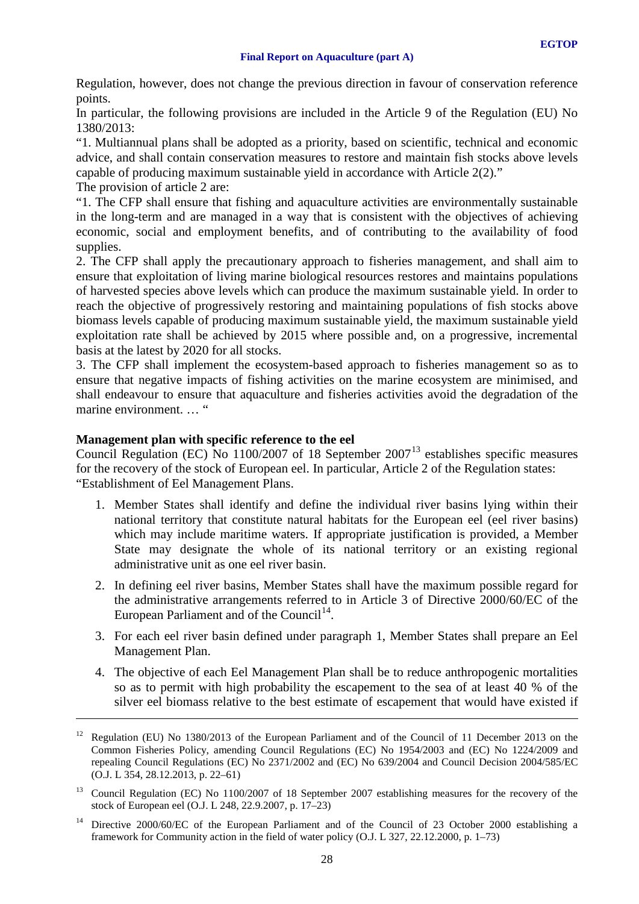Regulation, however, does not change the previous direction in favour of conservation reference points.

In particular, the following provisions are included in the Article 9 of the Regulation (EU) No 1380/2013:

"1. Multiannual plans shall be adopted as a priority, based on scientific, technical and economic advice, and shall contain conservation measures to restore and maintain fish stocks above levels capable of producing maximum sustainable yield in accordance with Article 2(2)."

The provision of article 2 are:

"1. The CFP shall ensure that fishing and aquaculture activities are environmentally sustainable in the long-term and are managed in a way that is consistent with the objectives of achieving economic, social and employment benefits, and of contributing to the availability of food supplies.

2. The CFP shall apply the precautionary approach to fisheries management, and shall aim to ensure that exploitation of living marine biological resources restores and maintains populations of harvested species above levels which can produce the maximum sustainable yield. In order to reach the objective of progressively restoring and maintaining populations of fish stocks above biomass levels capable of producing maximum sustainable yield, the maximum sustainable yield exploitation rate shall be achieved by 2015 where possible and, on a progressive, incremental basis at the latest by 2020 for all stocks.

3. The CFP shall implement the ecosystem-based approach to fisheries management so as to ensure that negative impacts of fishing activities on the marine ecosystem are minimised, and shall endeavour to ensure that aquaculture and fisheries activities avoid the degradation of the marine environment. … "

**Management plan with specific reference to the eel**

Council Regulation (EC) No 1100/2007 of 18 September 2007[13] establishes specific measures for the recovery of the stock of European eel. In particular, Article 2 of the Regulation states:

"Establishment of Eel Management Plans.

1. Member States shall identify and define the individual river basins lying within their national territory that constitute natural habitats for the European eel (eel river basins) which may include maritime waters. If appropriate justification is provided, a Member State may designate the whole of its national territory or an existing regional administrative unit as one eel river basin.
2. In defining eel river basins, Member States shall have the maximum possible regard for the administrative arrangements referred to in Article 3 of Directive 2000/60/EC of the European Parliament and of the Council[14].
3. For each eel river basin defined under paragraph 1, Member States shall prepare an Eel Management Plan.
4. The objective of each Eel Management Plan shall be to reduce anthropogenic mortalities so as to permit with high probability the escapement to the sea of at least 40 % of the silver eel biomass relative to the best estimate of escapement that would have existed if

---

[12] Regulation (EU) No 1380/2013 of the European Parliament and of the Council of 11 December 2013 on the Common Fisheries Policy, amending Council Regulations (EC) No 1954/2003 and (EC) No 1224/2009 and repealing Council Regulations (EC) No 2371/2002 and (EC) No 639/2004 and Council Decision 2004/585/EC (O.J. L 354, 28.12.2013, p. 22–61)

[13] Council Regulation (EC) No 1100/2007 of 18 September 2007 establishing measures for the recovery of the stock of European eel (O.J. L 248, 22.9.2007, p. 17–23)

[14] Directive 2000/60/EC of the European Parliament and of the Council of 23 October 2000 establishing a framework for Community action in the field of water policy (O.J. L 327, 22.12.2000, p. 1–73)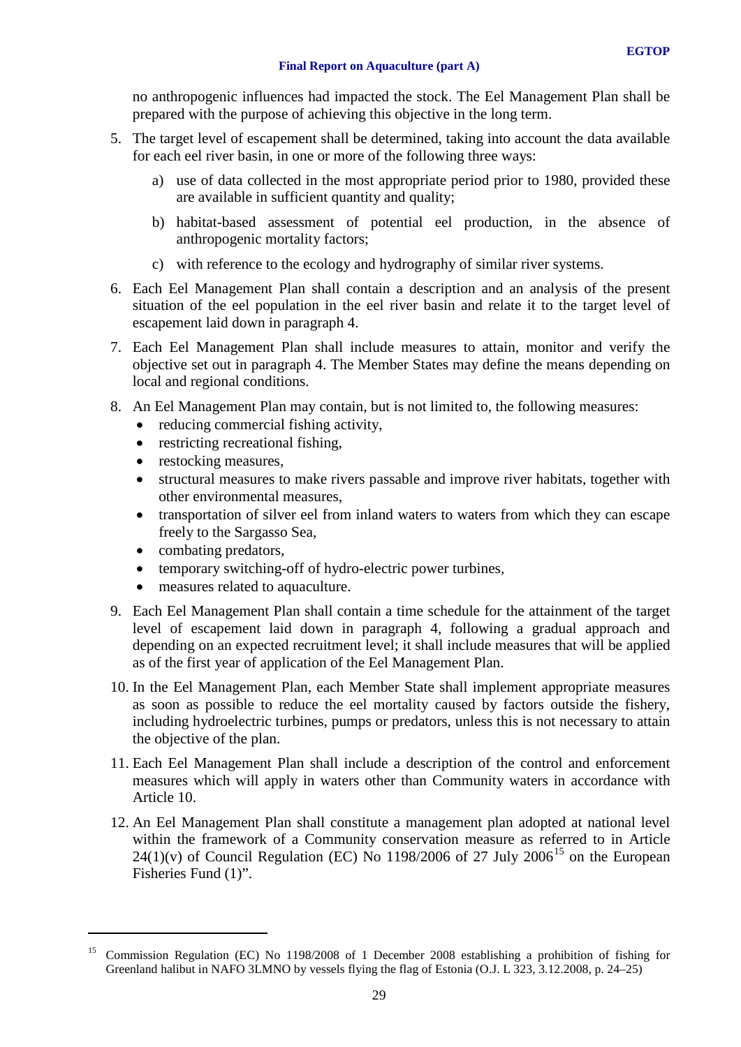no anthropogenic influences had impacted the stock. The Eel Management Plan shall be prepared with the purpose of achieving this objective in the long term.

5. The target level of escapement shall be determined, taking into account the data available for each eel river basin, in one or more of the following three ways:

   a) use of data collected in the most appropriate period prior to 1980, provided these are available in sufficient quantity and quality;

   b) habitat-based assessment of potential eel production, in the absence of anthropogenic mortality factors;

   c) with reference to the ecology and hydrography of similar river systems.

6. Each Eel Management Plan shall contain a description and an analysis of the present situation of the eel population in the eel river basin and relate it to the target level of escapement laid down in paragraph 4.

7. Each Eel Management Plan shall include measures to attain, monitor and verify the objective set out in paragraph 4. The Member States may define the means depending on local and regional conditions.

8. An Eel Management Plan may contain, but is not limited to, the following measures:
   - reducing commercial fishing activity,
   - restricting recreational fishing,
   - restocking measures,
   - structural measures to make rivers passable and improve river habitats, together with other environmental measures,
   - transportation of silver eel from inland waters to waters from which they can escape freely to the Sargasso Sea,
   - combating predators,
   - temporary switching-off of hydro-electric power turbines,
   - measures related to aquaculture.

9. Each Eel Management Plan shall contain a time schedule for the attainment of the target level of escapement laid down in paragraph 4, following a gradual approach and depending on an expected recruitment level; it shall include measures that will be applied as of the first year of application of the Eel Management Plan.

10. In the Eel Management Plan, each Member State shall implement appropriate measures as soon as possible to reduce the eel mortality caused by factors outside the fishery, including hydroelectric turbines, pumps or predators, unless this is not necessary to attain the objective of the plan.

11. Each Eel Management Plan shall include a description of the control and enforcement measures which will apply in waters other than Community waters in accordance with Article 10.

12. An Eel Management Plan shall constitute a management plan adopted at national level within the framework of a Community conservation measure as referred to in Article 24(1)(v) of Council Regulation (EC) No 1198/2006 of 27 July 2006[15] on the European Fisheries Fund (1)".

---

[15] Commission Regulation (EC) No 1198/2008 of 1 December 2008 establishing a prohibition of fishing for Greenland halibut in NAFO 3LMNO by vessels flying the flag of Estonia (O.J. L 323, 3.12.2008, p. 24–25)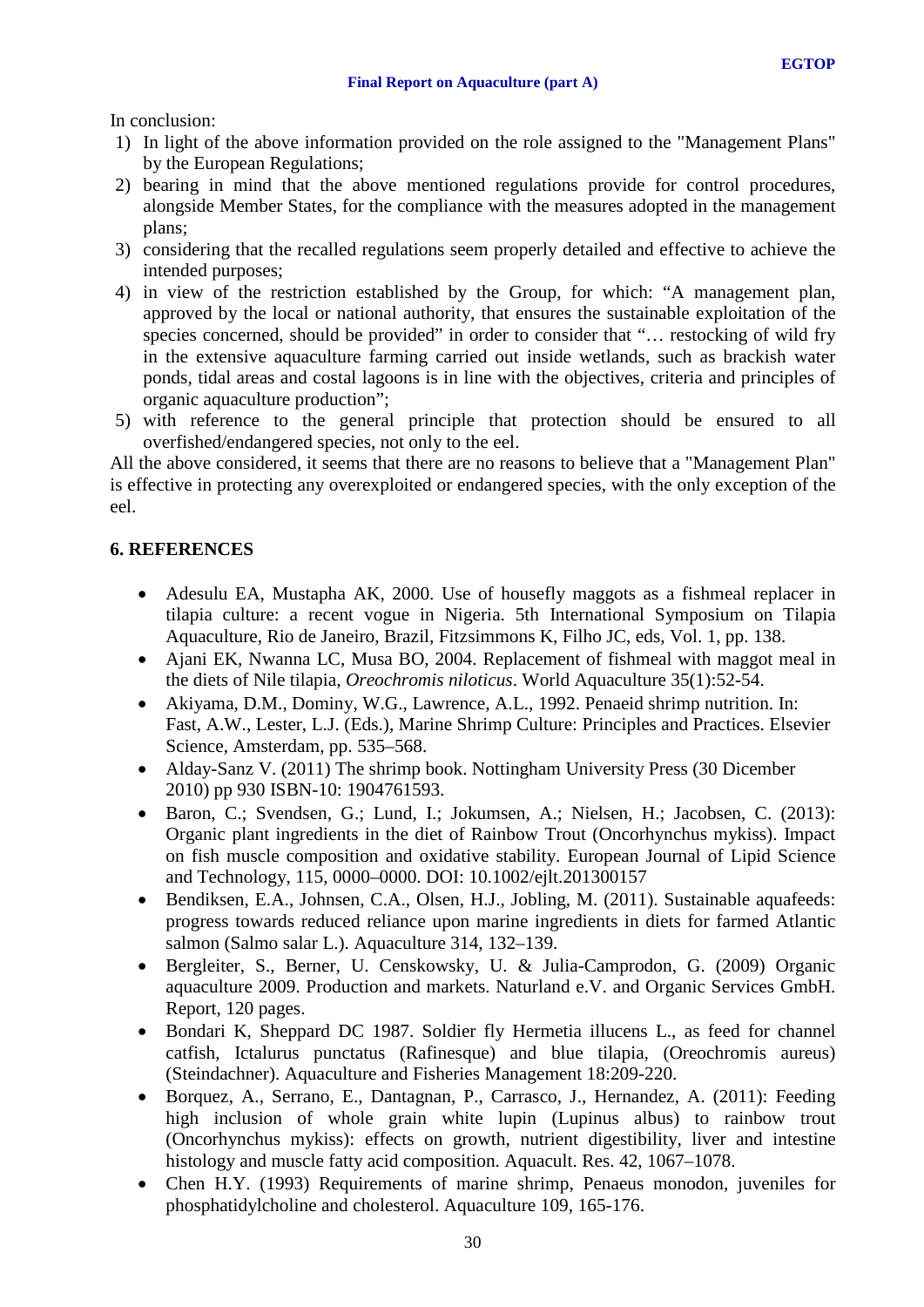In conclusion:

1) In light of the above information provided on the role assigned to the "Management Plans" by the European Regulations;
2) bearing in mind that the above mentioned regulations provide for control procedures, alongside Member States, for the compliance with the measures adopted in the management plans;
3) considering that the recalled regulations seem properly detailed and effective to achieve the intended purposes;
4) in view of the restriction established by the Group, for which: "A management plan, approved by the local or national authority, that ensures the sustainable exploitation of the species concerned, should be provided" in order to consider that "… restocking of wild fry in the extensive aquaculture farming carried out inside wetlands, such as brackish water ponds, tidal areas and costal lagoons is in line with the objectives, criteria and principles of organic aquaculture production";
5) with reference to the general principle that protection should be ensured to all overfished/endangered species, not only to the eel.

All the above considered, it seems that there are no reasons to believe that a "Management Plan" is effective in protecting any overexploited or endangered species, with the only exception of the eel.

## 6. REFERENCES

- Adesulu EA, Mustapha AK, 2000. Use of housefly maggots as a fishmeal replacer in tilapia culture: a recent vogue in Nigeria. 5th International Symposium on Tilapia Aquaculture, Rio de Janeiro, Brazil, Fitzsimmons K, Filho JC, eds, Vol. 1, pp. 138.
- Ajani EK, Nwanna LC, Musa BO, 2004. Replacement of fishmeal with maggot meal in the diets of Nile tilapia, *Oreochromis niloticus*. World Aquaculture 35(1):52-54.
- Akiyama, D.M., Dominy, W.G., Lawrence, A.L., 1992. Penaeid shrimp nutrition. In: Fast, A.W., Lester, L.J. (Eds.), Marine Shrimp Culture: Principles and Practices. Elsevier Science, Amsterdam, pp. 535–568.
- Alday-Sanz V. (2011) The shrimp book. Nottingham University Press (30 Dicember 2010) pp 930 ISBN-10: 1904761593.
- Baron, C.; Svendsen, G.; Lund, I.; Jokumsen, A.; Nielsen, H.; Jacobsen, C. (2013): Organic plant ingredients in the diet of Rainbow Trout (Oncorhynchus mykiss). Impact on fish muscle composition and oxidative stability. European Journal of Lipid Science and Technology, 115, 0000–0000. DOI: 10.1002/ejlt.201300157
- Bendiksen, E.A., Johnsen, C.A., Olsen, H.J., Jobling, M. (2011). Sustainable aquafeeds: progress towards reduced reliance upon marine ingredients in diets for farmed Atlantic salmon (Salmo salar L.). Aquaculture 314, 132–139.
- Bergleiter, S., Berner, U. Censkowsky, U. & Julia-Camprodon, G. (2009) Organic aquaculture 2009. Production and markets. Naturland e.V. and Organic Services GmbH. Report, 120 pages.
- Bondari K, Sheppard DC 1987. Soldier fly Hermetia illucens L., as feed for channel catfish, Ictalurus punctatus (Rafinesque) and blue tilapia, (Oreochromis aureus) (Steindachner). Aquaculture and Fisheries Management 18:209-220.
- Borquez, A., Serrano, E., Dantagnan, P., Carrasco, J., Hernandez, A. (2011): Feeding high inclusion of whole grain white lupin (Lupinus albus) to rainbow trout (Oncorhynchus mykiss): effects on growth, nutrient digestibility, liver and intestine histology and muscle fatty acid composition. Aquacult. Res. 42, 1067–1078.
- Chen H.Y. (1993) Requirements of marine shrimp, Penaeus monodon, juveniles for phosphatidylcholine and cholesterol. Aquaculture 109, 165-176.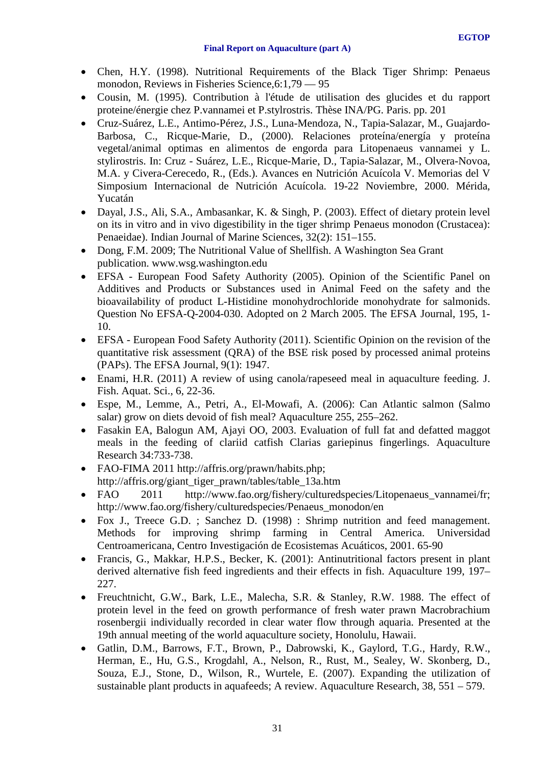- Chen, H.Y. (1998). Nutritional Requirements of the Black Tiger Shrimp: Penaeus monodon, Reviews in Fisheries Science,6:1,79 — 95
- Cousin, M. (1995). Contribution à l'étude de utilisation des glucides et du rapport proteine/énergie chez P.vannamei et P.stylrostris. Thèse INA/PG. Paris. pp. 201
- Cruz-Suárez, L.E., Antimo-Pérez, J.S., Luna-Mendoza, N., Tapia-Salazar, M., Guajardo-Barbosa, C., Ricque-Marie, D., (2000). Relaciones proteína/energía y proteína vegetal/animal optimas en alimentos de engorda para Litopenaeus vannamei y L. stylirostris. In: Cruz - Suárez, L.E., Ricque-Marie, D., Tapia-Salazar, M., Olvera-Novoa, M.A. y Civera-Cerecedo, R., (Eds.). Avances en Nutrición Acuícola V. Memorias del V Simposium Internacional de Nutrición Acuícola. 19-22 Noviembre, 2000. Mérida, Yucatán
- Dayal, J.S., Ali, S.A., Ambasankar, K. & Singh, P. (2003). Effect of dietary protein level on its in vitro and in vivo digestibility in the tiger shrimp Penaeus monodon (Crustacea): Penaeidae). Indian Journal of Marine Sciences, 32(2): 151–155.
- Dong, F.M. 2009; The Nutritional Value of Shellfish. A Washington Sea Grant publication. www.wsg.washington.edu
- EFSA - European Food Safety Authority (2005). Opinion of the Scientific Panel on Additives and Products or Substances used in Animal Feed on the safety and the bioavailability of product L-Histidine monohydrochloride monohydrate for salmonids. Question No EFSA-Q-2004-030. Adopted on 2 March 2005. The EFSA Journal, 195, 1-10.
- EFSA - European Food Safety Authority (2011). Scientific Opinion on the revision of the quantitative risk assessment (QRA) of the BSE risk posed by processed animal proteins (PAPs). The EFSA Journal, 9(1): 1947.
- Enami, H.R. (2011) A review of using canola/rapeseed meal in aquaculture feeding. J. Fish. Aquat. Sci., 6, 22-36.
- Espe, M., Lemme, A., Petri, A., El-Mowafi, A. (2006): Can Atlantic salmon (Salmo salar) grow on diets devoid of fish meal? Aquaculture 255, 255–262.
- Fasakin EA, Balogun AM, Ajayi OO, 2003. Evaluation of full fat and defatted maggot meals in the feeding of clariid catfish Clarias gariepinus fingerlings. Aquaculture Research 34:733-738.
- FAO-FIMA 2011 http://affris.org/prawn/habits.php; http://affris.org/giant_tiger_prawn/tables/table_13a.htm
- FAO 2011 http://www.fao.org/fishery/culturedspecies/Litopenaeus_vannamei/fr; http://www.fao.org/fishery/culturedspecies/Penaeus_monodon/en
- Fox J., Treece G.D. ; Sanchez D. (1998) : Shrimp nutrition and feed management. Methods for improving shrimp farming in Central America. Universidad Centroamericana, Centro Investigación de Ecosistemas Acuáticos, 2001. 65-90
- Francis, G., Makkar, H.P.S., Becker, K. (2001): Antinutritional factors present in plant derived alternative fish feed ingredients and their effects in fish. Aquaculture 199, 197–227.
- Freuchtnicht, G.W., Bark, L.E., Malecha, S.R. & Stanley, R.W. 1988. The effect of protein level in the feed on growth performance of fresh water prawn Macrobrachium rosenbergii individually recorded in clear water flow through aquaria. Presented at the 19th annual meeting of the world aquaculture society, Honolulu, Hawaii.
- Gatlin, D.M., Barrows, F.T., Brown, P., Dabrowski, K., Gaylord, T.G., Hardy, R.W., Herman, E., Hu, G.S., Krogdahl, A., Nelson, R., Rust, M., Sealey, W. Skonberg, D., Souza, E.J., Stone, D., Wilson, R., Wurtele, E. (2007). Expanding the utilization of sustainable plant products in aquafeeds; A review. Aquaculture Research, 38, 551 – 579.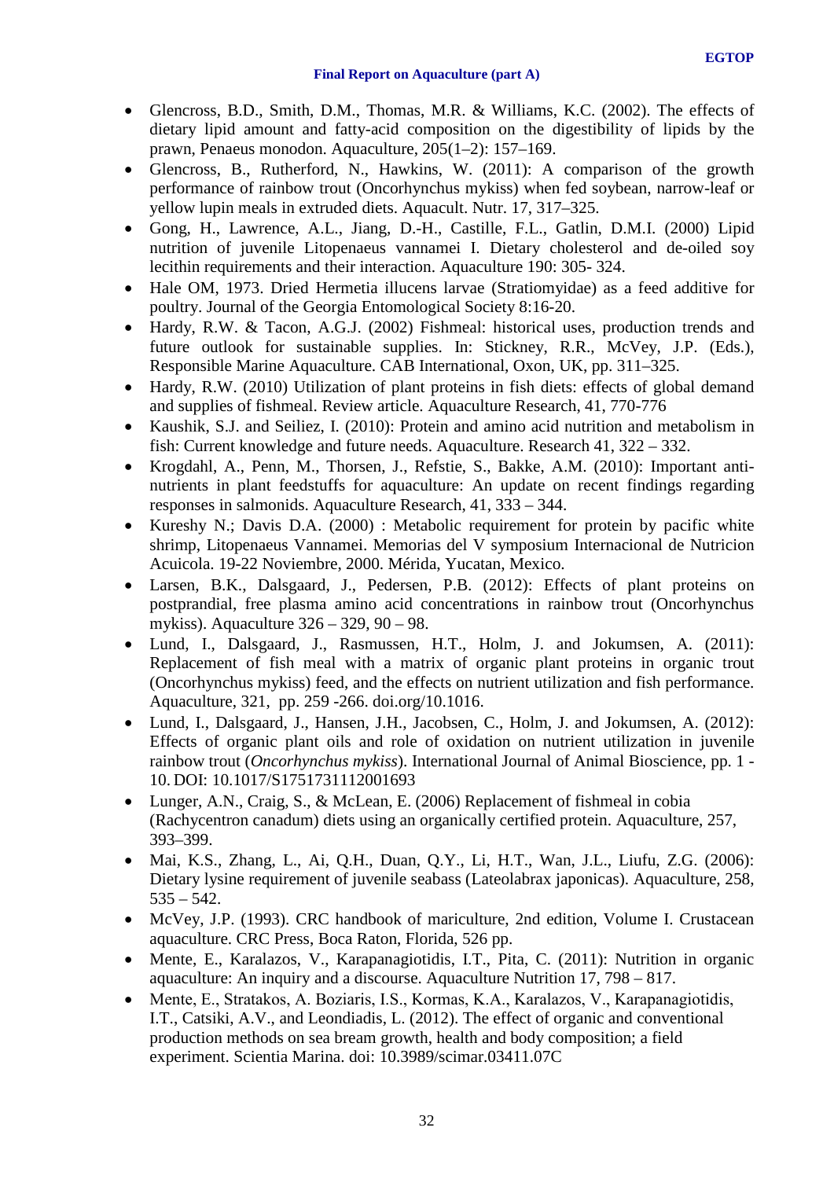- Glencross, B.D., Smith, D.M., Thomas, M.R. & Williams, K.C. (2002). The effects of dietary lipid amount and fatty-acid composition on the digestibility of lipids by the prawn, Penaeus monodon. Aquaculture, 205(1–2): 157–169.
- Glencross, B., Rutherford, N., Hawkins, W. (2011): A comparison of the growth performance of rainbow trout (Oncorhynchus mykiss) when fed soybean, narrow-leaf or yellow lupin meals in extruded diets. Aquacult. Nutr. 17, 317–325.
- Gong, H., Lawrence, A.L., Jiang, D.-H., Castille, F.L., Gatlin, D.M.I. (2000) Lipid nutrition of juvenile Litopenaeus vannamei I. Dietary cholesterol and de-oiled soy lecithin requirements and their interaction. Aquaculture 190: 305- 324.
- Hale OM, 1973. Dried Hermetia illucens larvae (Stratiomyidae) as a feed additive for poultry. Journal of the Georgia Entomological Society 8:16-20.
- Hardy, R.W. & Tacon, A.G.J. (2002) Fishmeal: historical uses, production trends and future outlook for sustainable supplies. In: Stickney, R.R., McVey, J.P. (Eds.), Responsible Marine Aquaculture. CAB International, Oxon, UK, pp. 311–325.
- Hardy, R.W. (2010) Utilization of plant proteins in fish diets: effects of global demand and supplies of fishmeal. Review article. Aquaculture Research, 41, 770-776
- Kaushik, S.J. and Seiliez, I. (2010): Protein and amino acid nutrition and metabolism in fish: Current knowledge and future needs. Aquaculture. Research 41, 322 – 332.
- Krogdahl, A., Penn, M., Thorsen, J., Refstie, S., Bakke, A.M. (2010): Important anti-nutrients in plant feedstuffs for aquaculture: An update on recent findings regarding responses in salmonids. Aquaculture Research, 41, 333 – 344.
- Kureshy N.; Davis D.A. (2000) : Metabolic requirement for protein by pacific white shrimp, Litopenaeus Vannamei. Memorias del V symposium Internacional de Nutricion Acuicola. 19-22 Noviembre, 2000. Mérida, Yucatan, Mexico.
- Larsen, B.K., Dalsgaard, J., Pedersen, P.B. (2012): Effects of plant proteins on postprandial, free plasma amino acid concentrations in rainbow trout (Oncorhynchus mykiss). Aquaculture 326 – 329, 90 – 98.
- Lund, I., Dalsgaard, J., Rasmussen, H.T., Holm, J. and Jokumsen, A. (2011): Replacement of fish meal with a matrix of organic plant proteins in organic trout (Oncorhynchus mykiss) feed, and the effects on nutrient utilization and fish performance. Aquaculture, 321, pp. 259 -266. doi.org/10.1016.
- Lund, I., Dalsgaard, J., Hansen, J.H., Jacobsen, C., Holm, J. and Jokumsen, A. (2012): Effects of organic plant oils and role of oxidation on nutrient utilization in juvenile rainbow trout (*Oncorhynchus mykiss*). International Journal of Animal Bioscience, pp. 1 - 10. DOI: 10.1017/S1751731112001693
- Lunger, A.N., Craig, S., & McLean, E. (2006) Replacement of fishmeal in cobia (Rachycentron canadum) diets using an organically certified protein. Aquaculture, 257, 393–399.
- Mai, K.S., Zhang, L., Ai, Q.H., Duan, Q.Y., Li, H.T., Wan, J.L., Liufu, Z.G. (2006): Dietary lysine requirement of juvenile seabass (Lateolabrax japonicas). Aquaculture, 258, 535 – 542.
- McVey, J.P. (1993). CRC handbook of mariculture, 2nd edition, Volume I. Crustacean aquaculture. CRC Press, Boca Raton, Florida, 526 pp.
- Mente, E., Karalazos, V., Karapanagiotidis, I.T., Pita, C. (2011): Nutrition in organic aquaculture: An inquiry and a discourse. Aquaculture Nutrition 17, 798 – 817.
- Mente, E., Stratakos, A. Boziaris, I.S., Kormas, K.A., Karalazos, V., Karapanagiotidis, I.T., Catsiki, A.V., and Leondiadis, L. (2012). The effect of organic and conventional production methods on sea bream growth, health and body composition; a field experiment. Scientia Marina. doi: 10.3989/scimar.03411.07C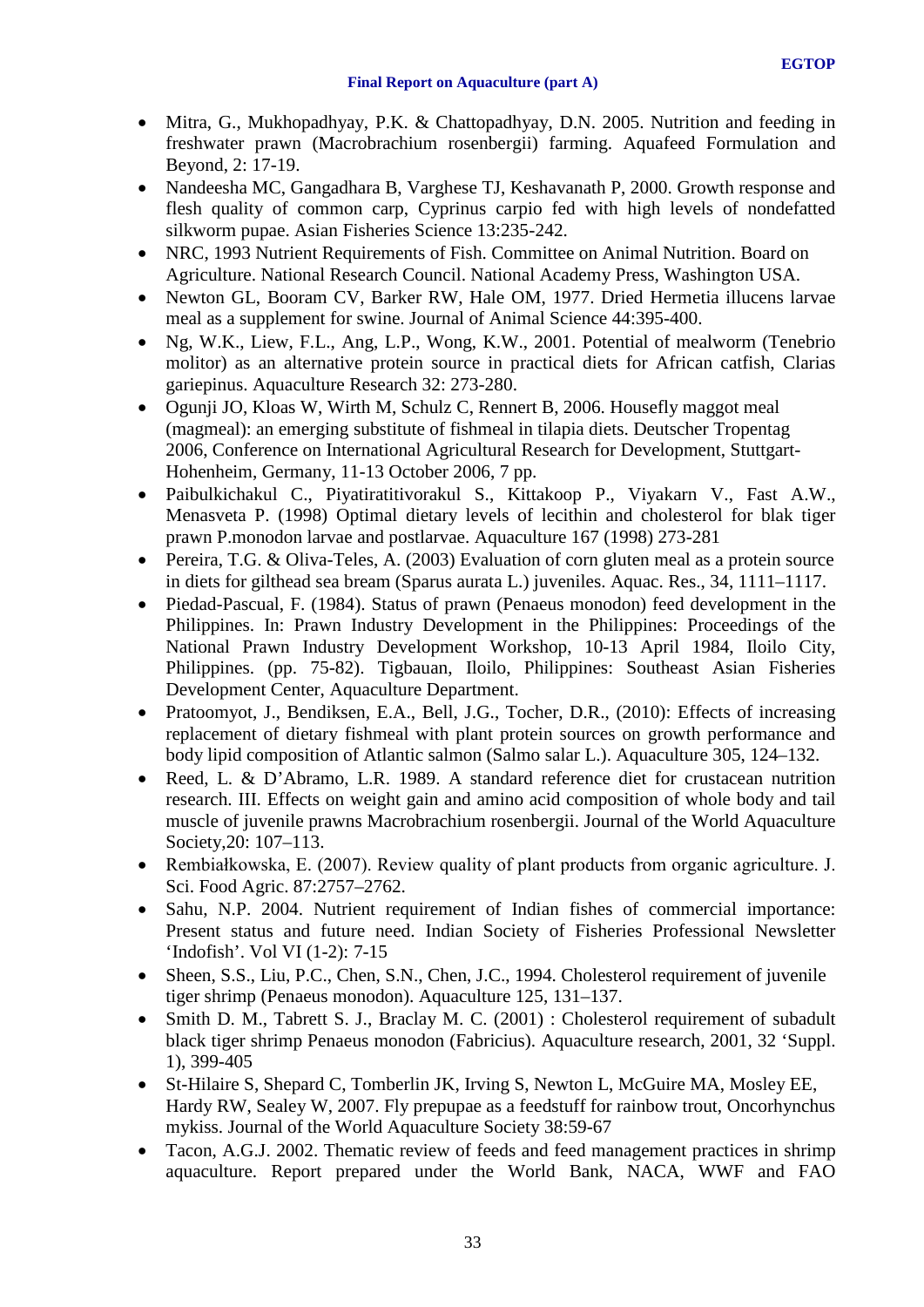- Mitra, G., Mukhopadhyay, P.K. & Chattopadhyay, D.N. 2005. Nutrition and feeding in freshwater prawn (Macrobrachium rosenbergii) farming. Aquafeed Formulation and Beyond, 2: 17-19.
- Nandeesha MC, Gangadhara B, Varghese TJ, Keshavanath P, 2000. Growth response and flesh quality of common carp, Cyprinus carpio fed with high levels of nondefatted silkworm pupae. Asian Fisheries Science 13:235-242.
- NRC, 1993 Nutrient Requirements of Fish. Committee on Animal Nutrition. Board on Agriculture. National Research Council. National Academy Press, Washington USA.
- Newton GL, Booram CV, Barker RW, Hale OM, 1977. Dried Hermetia illucens larvae meal as a supplement for swine. Journal of Animal Science 44:395-400.
- Ng, W.K., Liew, F.L., Ang, L.P., Wong, K.W., 2001. Potential of mealworm (Tenebrio molitor) as an alternative protein source in practical diets for African catfish, Clarias gariepinus. Aquaculture Research 32: 273-280.
- Ogunji JO, Kloas W, Wirth M, Schulz C, Rennert B, 2006. Housefly maggot meal (magmeal): an emerging substitute of fishmeal in tilapia diets. Deutscher Tropentag 2006, Conference on International Agricultural Research for Development, Stuttgart-Hohenheim, Germany, 11-13 October 2006, 7 pp.
- Paibulkichakul C., Piyatiratitivorakul S., Kittakoop P., Viyakarn V., Fast A.W., Menasveta P. (1998) Optimal dietary levels of lecithin and cholesterol for blak tiger prawn P.monodon larvae and postlarvae. Aquaculture 167 (1998) 273-281
- Pereira, T.G. & Oliva-Teles, A. (2003) Evaluation of corn gluten meal as a protein source in diets for gilthead sea bream (Sparus aurata L.) juveniles. Aquac. Res., 34, 1111–1117.
- Piedad-Pascual, F. (1984). Status of prawn (Penaeus monodon) feed development in the Philippines. In: Prawn Industry Development in the Philippines: Proceedings of the National Prawn Industry Development Workshop, 10-13 April 1984, Iloilo City, Philippines. (pp. 75-82). Tigbauan, Iloilo, Philippines: Southeast Asian Fisheries Development Center, Aquaculture Department.
- Pratoomyot, J., Bendiksen, E.A., Bell, J.G., Tocher, D.R., (2010): Effects of increasing replacement of dietary fishmeal with plant protein sources on growth performance and body lipid composition of Atlantic salmon (Salmo salar L.). Aquaculture 305, 124–132.
- Reed, L. & D'Abramo, L.R. 1989. A standard reference diet for crustacean nutrition research. III. Effects on weight gain and amino acid composition of whole body and tail muscle of juvenile prawns Macrobrachium rosenbergii. Journal of the World Aquaculture Society,20: 107–113.
- Rembiałkowska, E. (2007). Review quality of plant products from organic agriculture. J. Sci. Food Agric. 87:2757–2762.
- Sahu, N.P. 2004. Nutrient requirement of Indian fishes of commercial importance: Present status and future need. Indian Society of Fisheries Professional Newsletter 'Indofish'. Vol VI (1-2): 7-15
- Sheen, S.S., Liu, P.C., Chen, S.N., Chen, J.C., 1994. Cholesterol requirement of juvenile tiger shrimp (Penaeus monodon). Aquaculture 125, 131–137.
- Smith D. M., Tabrett S. J., Braclay M. C. (2001) : Cholesterol requirement of subadult black tiger shrimp Penaeus monodon (Fabricius). Aquaculture research, 2001, 32 'Suppl. 1), 399-405
- St-Hilaire S, Shepard C, Tomberlin JK, Irving S, Newton L, McGuire MA, Mosley EE, Hardy RW, Sealey W, 2007. Fly prepupae as a feedstuff for rainbow trout, Oncorhynchus mykiss. Journal of the World Aquaculture Society 38:59-67
- Tacon, A.G.J. 2002. Thematic review of feeds and feed management practices in shrimp aquaculture. Report prepared under the World Bank, NACA, WWF and FAO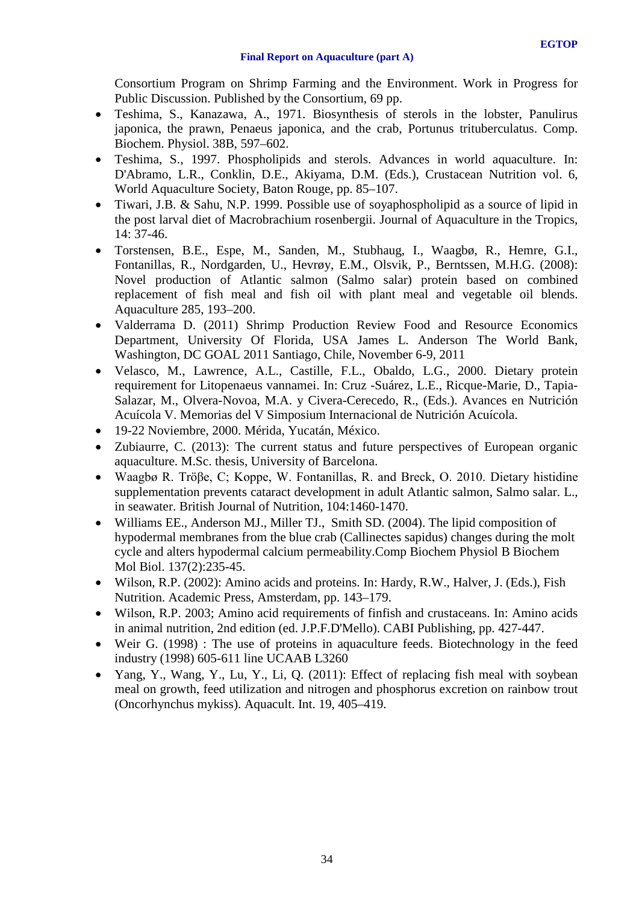Consortium Program on Shrimp Farming and the Environment. Work in Progress for Public Discussion. Published by the Consortium, 69 pp.

- Teshima, S., Kanazawa, A., 1971. Biosynthesis of sterols in the lobster, Panulirus japonica, the prawn, Penaeus japonica, and the crab, Portunus trituberculatus. Comp. Biochem. Physiol. 38B, 597–602.
- Teshima, S., 1997. Phospholipids and sterols. Advances in world aquaculture. In: D'Abramo, L.R., Conklin, D.E., Akiyama, D.M. (Eds.), Crustacean Nutrition vol. 6, World Aquaculture Society, Baton Rouge, pp. 85–107.
- Tiwari, J.B. & Sahu, N.P. 1999. Possible use of soyaphospholipid as a source of lipid in the post larval diet of Macrobrachium rosenbergii. Journal of Aquaculture in the Tropics, 14: 37-46.
- Torstensen, B.E., Espe, M., Sanden, M., Stubhaug, I., Waagbø, R., Hemre, G.I., Fontanillas, R., Nordgarden, U., Hevrøy, E.M., Olsvik, P., Berntssen, M.H.G. (2008): Novel production of Atlantic salmon (Salmo salar) protein based on combined replacement of fish meal and fish oil with plant meal and vegetable oil blends. Aquaculture 285, 193–200.
- Valderrama D. (2011) Shrimp Production Review Food and Resource Economics Department, University Of Florida, USA James L. Anderson The World Bank, Washington, DC GOAL 2011 Santiago, Chile, November 6-9, 2011
- Velasco, M., Lawrence, A.L., Castille, F.L., Obaldo, L.G., 2000. Dietary protein requirement for Litopenaeus vannamei. In: Cruz -Suárez, L.E., Ricque-Marie, D., Tapia-Salazar, M., Olvera-Novoa, M.A. y Civera-Cerecedo, R., (Eds.). Avances en Nutrición Acuícola V. Memorias del V Simposium Internacional de Nutrición Acuícola.
- 19-22 Noviembre, 2000. Mérida, Yucatán, México.
- Zubiaurre, C. (2013): The current status and future perspectives of European organic aquaculture. M.Sc. thesis, University of Barcelona.
- Waagbø R. Tröβe, C; Koppe, W. Fontanillas, R. and Breck, O. 2010. Dietary histidine supplementation prevents cataract development in adult Atlantic salmon, Salmo salar. L., in seawater. British Journal of Nutrition, 104:1460-1470.
- Williams EE., Anderson MJ., Miller TJ., Smith SD. (2004). The lipid composition of hypodermal membranes from the blue crab (Callinectes sapidus) changes during the molt cycle and alters hypodermal calcium permeability.Comp Biochem Physiol B Biochem Mol Biol. 137(2):235-45.
- Wilson, R.P. (2002): Amino acids and proteins. In: Hardy, R.W., Halver, J. (Eds.), Fish Nutrition. Academic Press, Amsterdam, pp. 143–179.
- Wilson, R.P. 2003; Amino acid requirements of finfish and crustaceans. In: Amino acids in animal nutrition, 2nd edition (ed. J.P.F.D'Mello). CABI Publishing, pp. 427-447.
- Weir G. (1998) : The use of proteins in aquaculture feeds. Biotechnology in the feed industry (1998) 605-611 line UCAAB L3260
- Yang, Y., Wang, Y., Lu, Y., Li, Q. (2011): Effect of replacing fish meal with soybean meal on growth, feed utilization and nitrogen and phosphorus excretion on rainbow trout (Oncorhynchus mykiss). Aquacult. Int. 19, 405–419.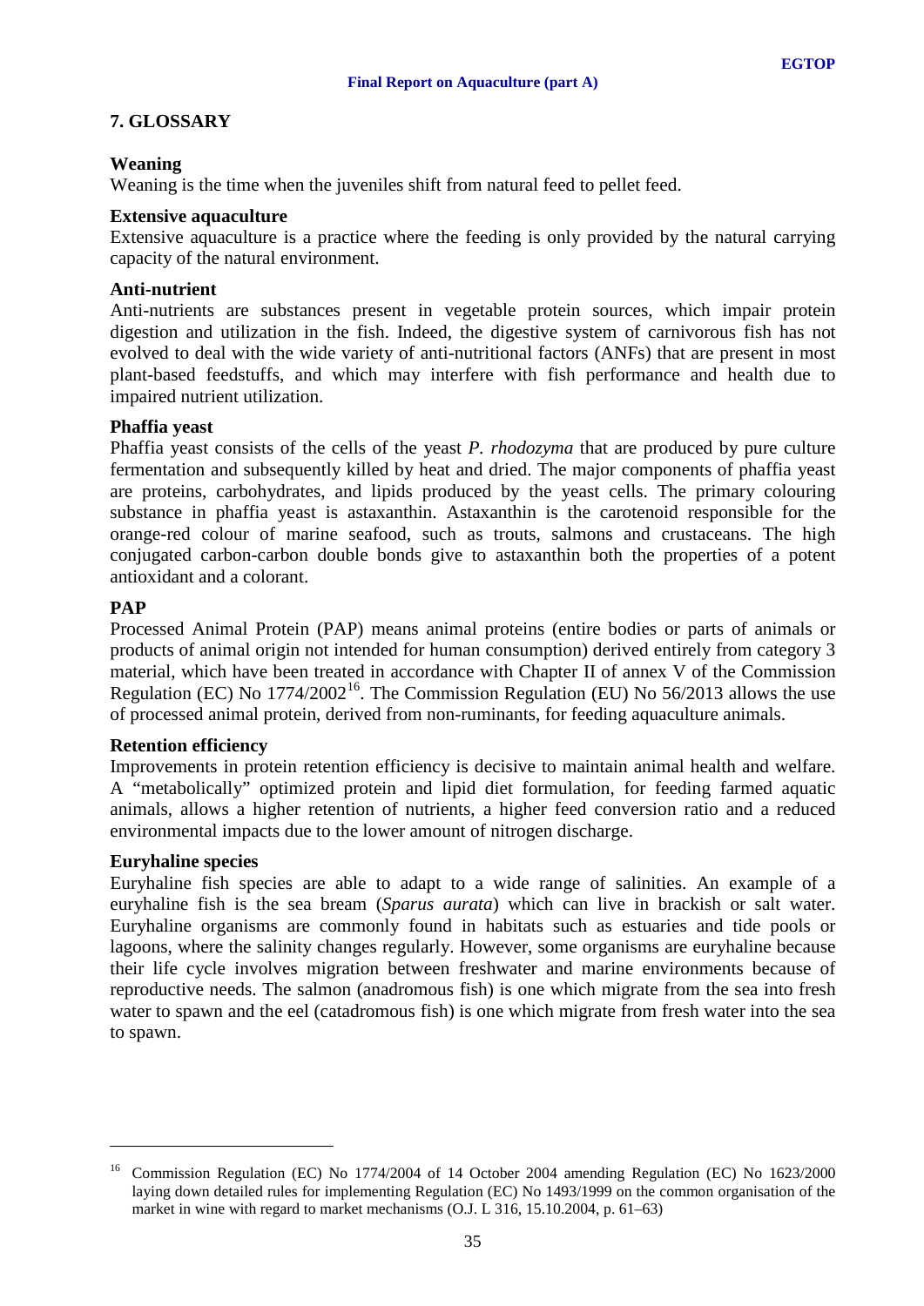## 7. GLOSSARY

**Weaning**

Weaning is the time when the juveniles shift from natural feed to pellet feed.

**Extensive aquaculture**

Extensive aquaculture is a practice where the feeding is only provided by the natural carrying capacity of the natural environment.

**Anti-nutrient**

Anti-nutrients are substances present in vegetable protein sources, which impair protein digestion and utilization in the fish. Indeed, the digestive system of carnivorous fish has not evolved to deal with the wide variety of anti-nutritional factors (ANFs) that are present in most plant-based feedstuffs, and which may interfere with fish performance and health due to impaired nutrient utilization.

**Phaffia yeast**

Phaffia yeast consists of the cells of the yeast *P. rhodozyma* that are produced by pure culture fermentation and subsequently killed by heat and dried. The major components of phaffia yeast are proteins, carbohydrates, and lipids produced by the yeast cells. The primary colouring substance in phaffia yeast is astaxanthin. Astaxanthin is the carotenoid responsible for the orange-red colour of marine seafood, such as trouts, salmons and crustaceans. The high conjugated carbon-carbon double bonds give to astaxanthin both the properties of a potent antioxidant and a colorant.

**PAP**

Processed Animal Protein (PAP) means animal proteins (entire bodies or parts of animals or products of animal origin not intended for human consumption) derived entirely from category 3 material, which have been treated in accordance with Chapter II of annex V of the Commission Regulation (EC) No 1774/2002[16]. The Commission Regulation (EU) No 56/2013 allows the use of processed animal protein, derived from non-ruminants, for feeding aquaculture animals.

**Retention efficiency**

Improvements in protein retention efficiency is decisive to maintain animal health and welfare. A "metabolically" optimized protein and lipid diet formulation, for feeding farmed aquatic animals, allows a higher retention of nutrients, a higher feed conversion ratio and a reduced environmental impacts due to the lower amount of nitrogen discharge.

**Euryhaline species**

Euryhaline fish species are able to adapt to a wide range of salinities. An example of a euryhaline fish is the sea bream (*Sparus aurata*) which can live in brackish or salt water. Euryhaline organisms are commonly found in habitats such as estuaries and tide pools or lagoons, where the salinity changes regularly. However, some organisms are euryhaline because their life cycle involves migration between freshwater and marine environments because of reproductive needs. The salmon (anadromous fish) is one which migrate from the sea into fresh water to spawn and the eel (catadromous fish) is one which migrate from fresh water into the sea to spawn.

---

[16] Commission Regulation (EC) No 1774/2004 of 14 October 2004 amending Regulation (EC) No 1623/2000 laying down detailed rules for implementing Regulation (EC) No 1493/1999 on the common organisation of the market in wine with regard to market mechanisms (O.J. L 316, 15.10.2004, p. 61–63)